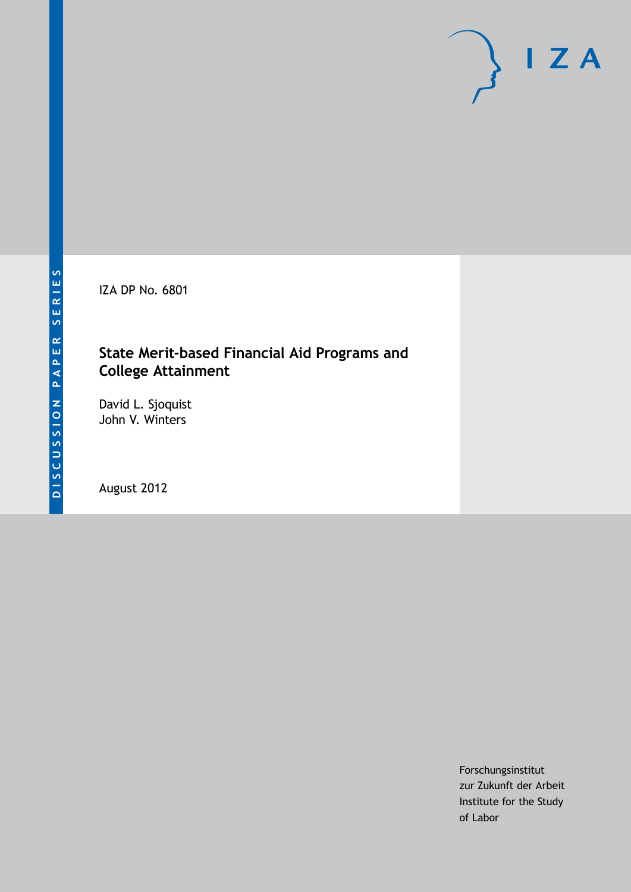DISCUSSION PAPER SERIES

IZA

IZA DP No. 6801

# State Merit-based Financial Aid Programs and College Attainment

David L. Sjoquist
John V. Winters

August 2012

Forschungsinstitut
zur Zukunft der Arbeit
Institute for the Study
of Labor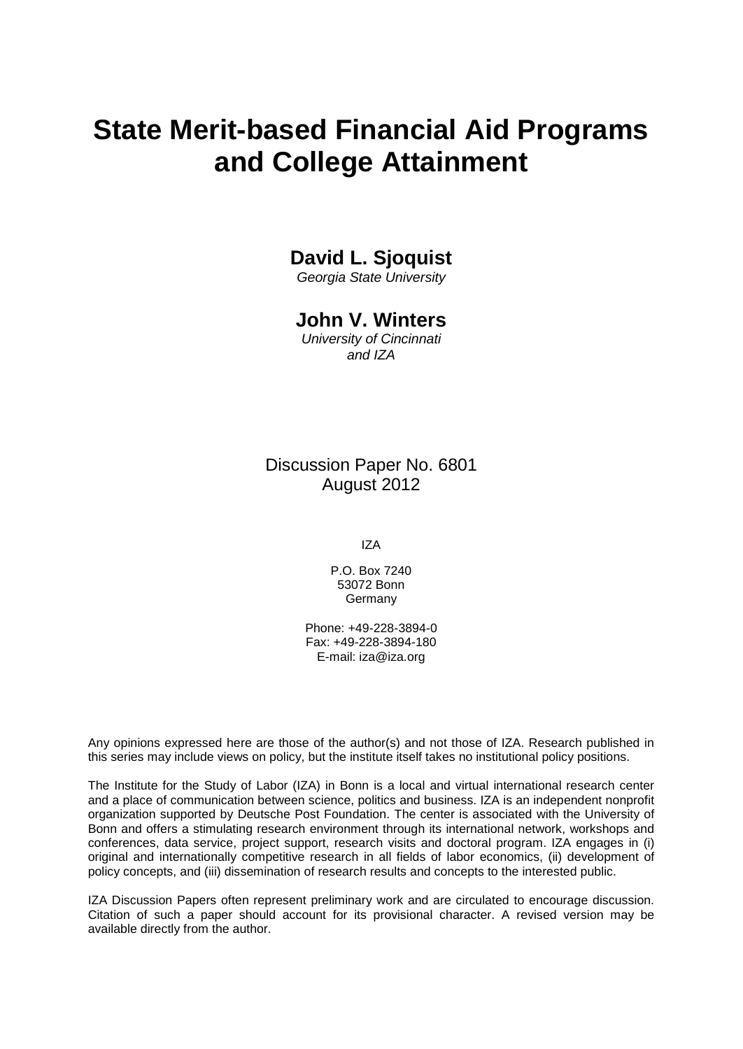# State Merit-based Financial Aid Programs and College Attainment

**David L. Sjoquist**
*Georgia State University*

**John V. Winters**
*University of Cincinnati and IZA*

Discussion Paper No. 6801
August 2012

IZA

P.O. Box 7240
53072 Bonn
Germany

Phone: +49-228-3894-0
Fax: +49-228-3894-180
E-mail: iza@iza.org

Any opinions expressed here are those of the author(s) and not those of IZA. Research published in this series may include views on policy, but the institute itself takes no institutional policy positions.

The Institute for the Study of Labor (IZA) in Bonn is a local and virtual international research center and a place of communication between science, politics and business. IZA is an independent nonprofit organization supported by Deutsche Post Foundation. The center is associated with the University of Bonn and offers a stimulating research environment through its international network, workshops and conferences, data service, project support, research visits and doctoral program. IZA engages in (i) original and internationally competitive research in all fields of labor economics, (ii) development of policy concepts, and (iii) dissemination of research results and concepts to the interested public.

IZA Discussion Papers often represent preliminary work and are circulated to encourage discussion. Citation of such a paper should account for its provisional character. A revised version may be available directly from the author.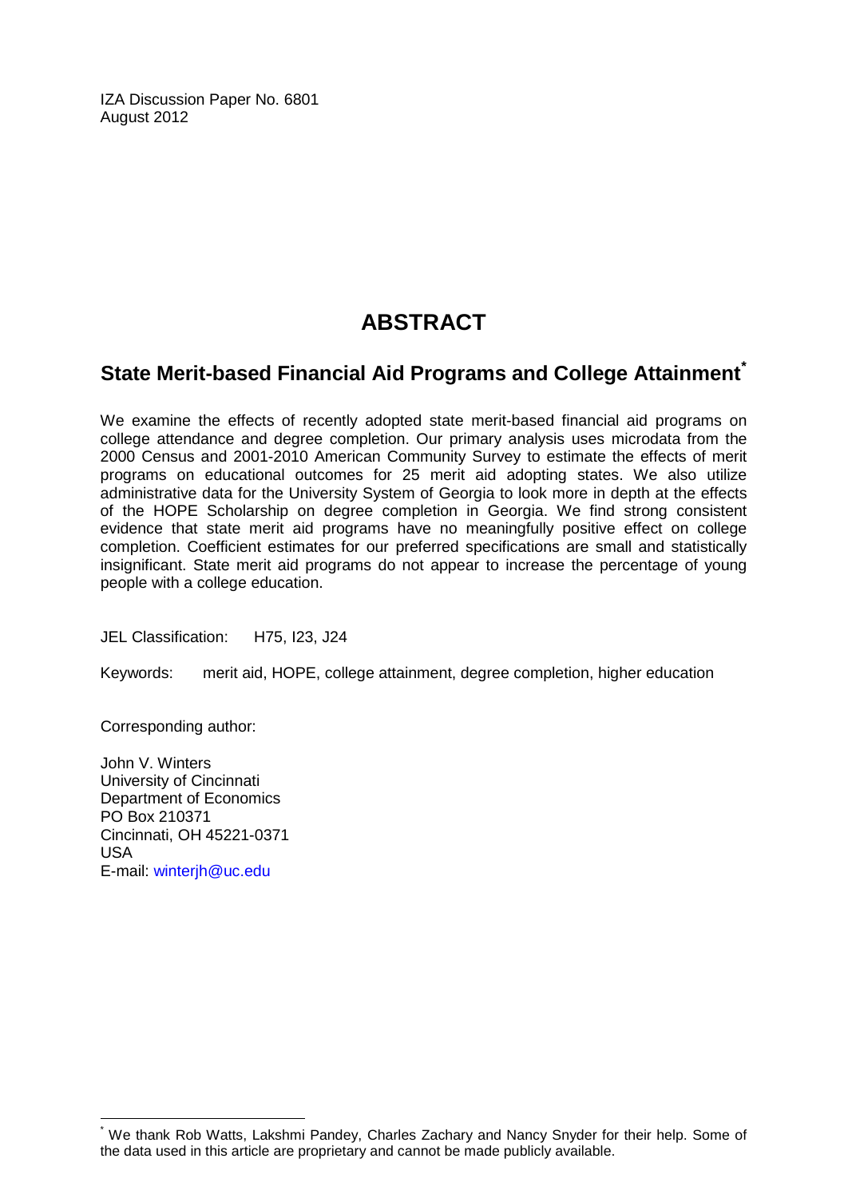IZA Discussion Paper No. 6801
August 2012

# ABSTRACT

## State Merit-based Financial Aid Programs and College Attainment*

We examine the effects of recently adopted state merit-based financial aid programs on college attendance and degree completion. Our primary analysis uses microdata from the 2000 Census and 2001-2010 American Community Survey to estimate the effects of merit programs on educational outcomes for 25 merit aid adopting states. We also utilize administrative data for the University System of Georgia to look more in depth at the effects of the HOPE Scholarship on degree completion in Georgia. We find strong consistent evidence that state merit aid programs have no meaningfully positive effect on college completion. Coefficient estimates for our preferred specifications are small and statistically insignificant. State merit aid programs do not appear to increase the percentage of young people with a college education.

JEL Classification: H75, I23, J24

Keywords: merit aid, HOPE, college attainment, degree completion, higher education

Corresponding author:

John V. Winters
University of Cincinnati
Department of Economics
PO Box 210371
Cincinnati, OH 45221-0371
USA
E-mail: winterjh@uc.edu

* We thank Rob Watts, Lakshmi Pandey, Charles Zachary and Nancy Snyder for their help. Some of the data used in this article are proprietary and cannot be made publicly available.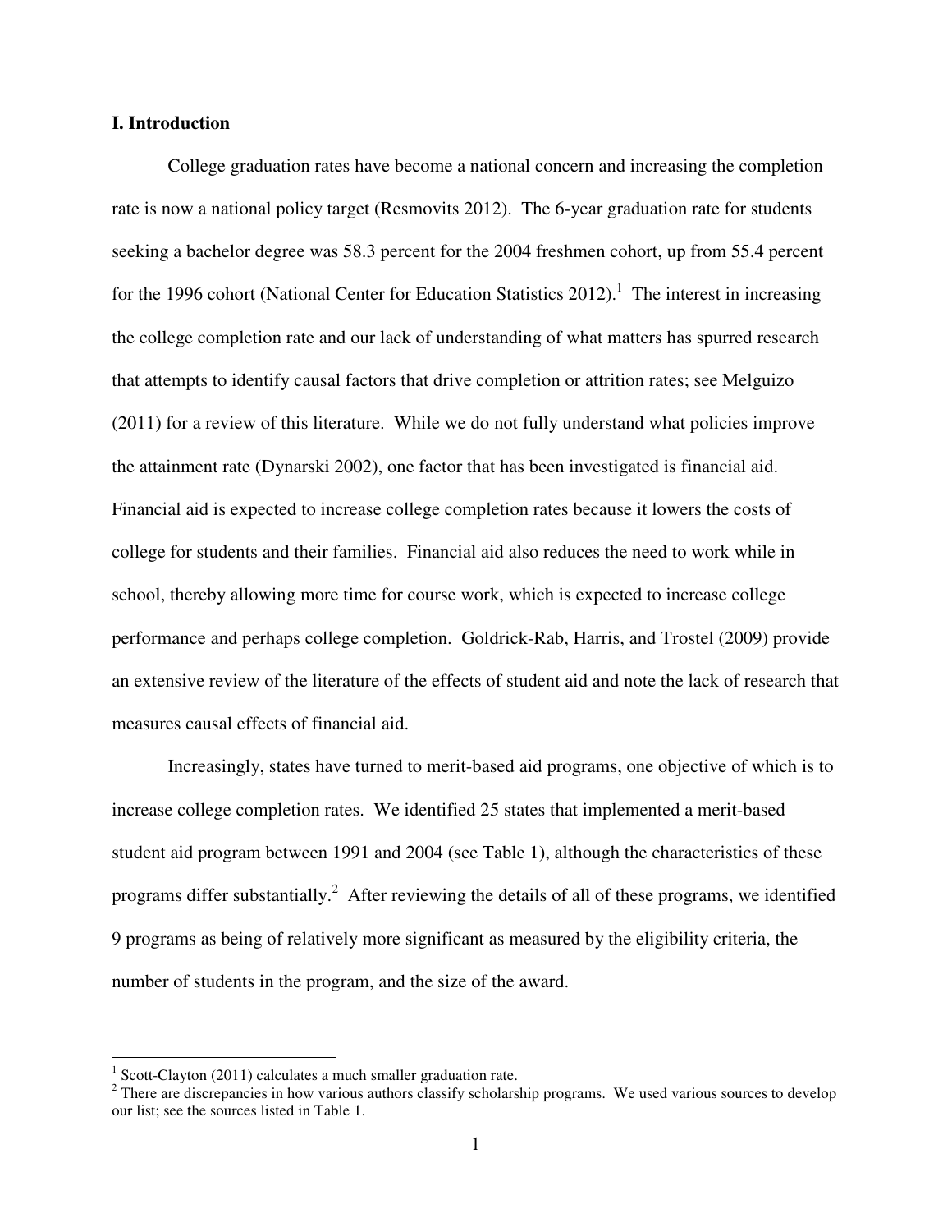## I. Introduction

College graduation rates have become a national concern and increasing the completion rate is now a national policy target (Resmovits 2012). The 6-year graduation rate for students seeking a bachelor degree was 58.3 percent for the 2004 freshmen cohort, up from 55.4 percent for the 1996 cohort (National Center for Education Statistics 2012).[1] The interest in increasing the college completion rate and our lack of understanding of what matters has spurred research that attempts to identify causal factors that drive completion or attrition rates; see Melguizo (2011) for a review of this literature. While we do not fully understand what policies improve the attainment rate (Dynarski 2002), one factor that has been investigated is financial aid. Financial aid is expected to increase college completion rates because it lowers the costs of college for students and their families. Financial aid also reduces the need to work while in school, thereby allowing more time for course work, which is expected to increase college performance and perhaps college completion. Goldrick-Rab, Harris, and Trostel (2009) provide an extensive review of the literature of the effects of student aid and note the lack of research that measures causal effects of financial aid.

Increasingly, states have turned to merit-based aid programs, one objective of which is to increase college completion rates. We identified 25 states that implemented a merit-based student aid program between 1991 and 2004 (see Table 1), although the characteristics of these programs differ substantially.[2] After reviewing the details of all of these programs, we identified 9 programs as being of relatively more significant as measured by the eligibility criteria, the number of students in the program, and the size of the award.

[1] Scott-Clayton (2011) calculates a much smaller graduation rate.

[2] There are discrepancies in how various authors classify scholarship programs. We used various sources to develop our list; see the sources listed in Table 1.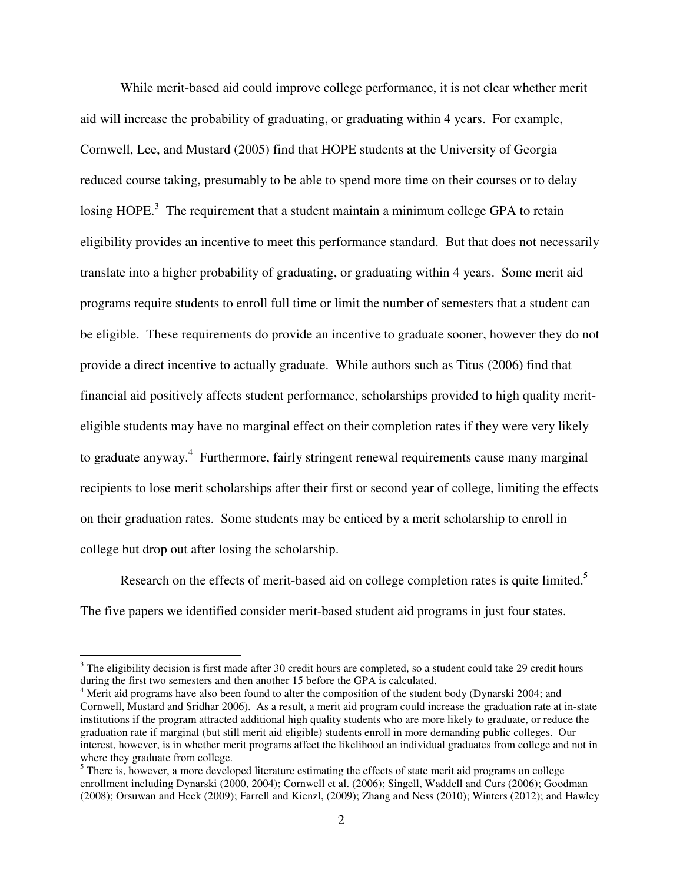While merit-based aid could improve college performance, it is not clear whether merit aid will increase the probability of graduating, or graduating within 4 years. For example, Cornwell, Lee, and Mustard (2005) find that HOPE students at the University of Georgia reduced course taking, presumably to be able to spend more time on their courses or to delay losing HOPE.[3] The requirement that a student maintain a minimum college GPA to retain eligibility provides an incentive to meet this performance standard. But that does not necessarily translate into a higher probability of graduating, or graduating within 4 years. Some merit aid programs require students to enroll full time or limit the number of semesters that a student can be eligible. These requirements do provide an incentive to graduate sooner, however they do not provide a direct incentive to actually graduate. While authors such as Titus (2006) find that financial aid positively affects student performance, scholarships provided to high quality merit-eligible students may have no marginal effect on their completion rates if they were very likely to graduate anyway.[4] Furthermore, fairly stringent renewal requirements cause many marginal recipients to lose merit scholarships after their first or second year of college, limiting the effects on their graduation rates. Some students may be enticed by a merit scholarship to enroll in college but drop out after losing the scholarship.

Research on the effects of merit-based aid on college completion rates is quite limited.[5] The five papers we identified consider merit-based student aid programs in just four states.

---

[3] The eligibility decision is first made after 30 credit hours are completed, so a student could take 29 credit hours during the first two semesters and then another 15 before the GPA is calculated.

[4] Merit aid programs have also been found to alter the composition of the student body (Dynarski 2004; and Cornwell, Mustard and Sridhar 2006). As a result, a merit aid program could increase the graduation rate at in-state institutions if the program attracted additional high quality students who are more likely to graduate, or reduce the graduation rate if marginal (but still merit aid eligible) students enroll in more demanding public colleges. Our interest, however, is in whether merit programs affect the likelihood an individual graduates from college and not in where they graduate from college.

[5] There is, however, a more developed literature estimating the effects of state merit aid programs on college enrollment including Dynarski (2000, 2004); Cornwell et al. (2006); Singell, Waddell and Curs (2006); Goodman (2008); Orsuwan and Heck (2009); Farrell and Kienzl, (2009); Zhang and Ness (2010); Winters (2012); and Hawley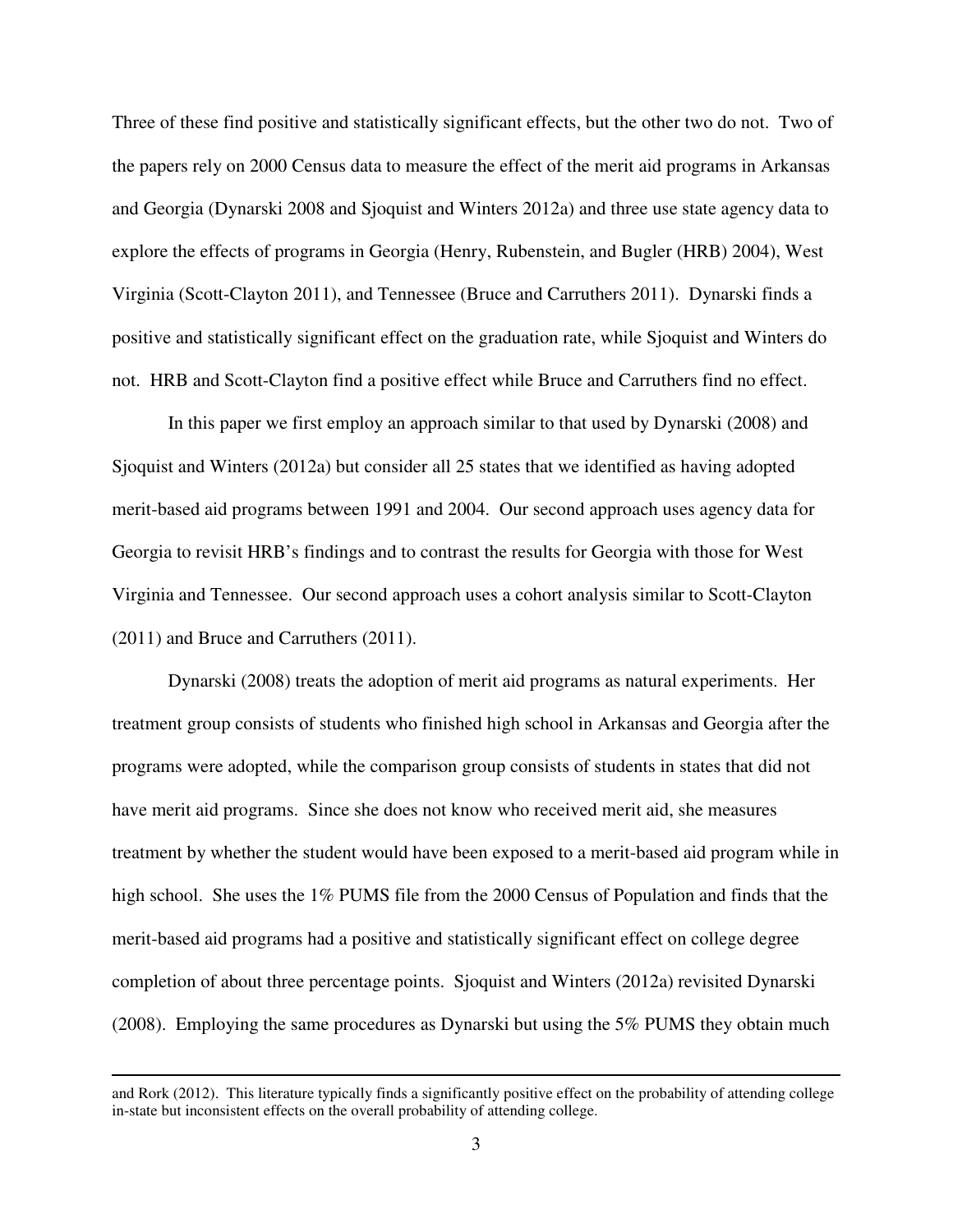Three of these find positive and statistically significant effects, but the other two do not. Two of the papers rely on 2000 Census data to measure the effect of the merit aid programs in Arkansas and Georgia (Dynarski 2008 and Sjoquist and Winters 2012a) and three use state agency data to explore the effects of programs in Georgia (Henry, Rubenstein, and Bugler (HRB) 2004), West Virginia (Scott-Clayton 2011), and Tennessee (Bruce and Carruthers 2011). Dynarski finds a positive and statistically significant effect on the graduation rate, while Sjoquist and Winters do not. HRB and Scott-Clayton find a positive effect while Bruce and Carruthers find no effect.

In this paper we first employ an approach similar to that used by Dynarski (2008) and Sjoquist and Winters (2012a) but consider all 25 states that we identified as having adopted merit-based aid programs between 1991 and 2004. Our second approach uses agency data for Georgia to revisit HRB's findings and to contrast the results for Georgia with those for West Virginia and Tennessee. Our second approach uses a cohort analysis similar to Scott-Clayton (2011) and Bruce and Carruthers (2011).

Dynarski (2008) treats the adoption of merit aid programs as natural experiments. Her treatment group consists of students who finished high school in Arkansas and Georgia after the programs were adopted, while the comparison group consists of students in states that did not have merit aid programs. Since she does not know who received merit aid, she measures treatment by whether the student would have been exposed to a merit-based aid program while in high school. She uses the 1% PUMS file from the 2000 Census of Population and finds that the merit-based aid programs had a positive and statistically significant effect on college degree completion of about three percentage points. Sjoquist and Winters (2012a) revisited Dynarski (2008). Employing the same procedures as Dynarski but using the 5% PUMS they obtain much

---

and Rork (2012). This literature typically finds a significantly positive effect on the probability of attending college in-state but inconsistent effects on the overall probability of attending college.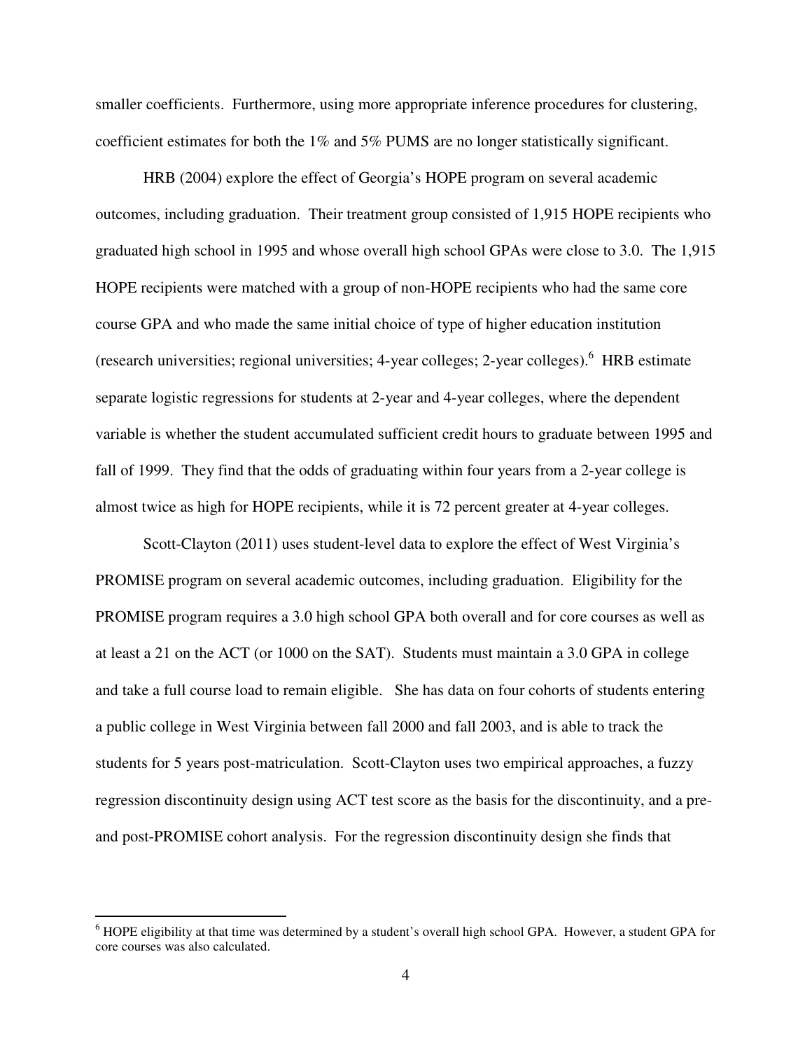smaller coefficients. Furthermore, using more appropriate inference procedures for clustering, coefficient estimates for both the 1% and 5% PUMS are no longer statistically significant.

HRB (2004) explore the effect of Georgia's HOPE program on several academic outcomes, including graduation. Their treatment group consisted of 1,915 HOPE recipients who graduated high school in 1995 and whose overall high school GPAs were close to 3.0. The 1,915 HOPE recipients were matched with a group of non-HOPE recipients who had the same core course GPA and who made the same initial choice of type of higher education institution (research universities; regional universities; 4-year colleges; 2-year colleges).[6] HRB estimate separate logistic regressions for students at 2-year and 4-year colleges, where the dependent variable is whether the student accumulated sufficient credit hours to graduate between 1995 and fall of 1999. They find that the odds of graduating within four years from a 2-year college is almost twice as high for HOPE recipients, while it is 72 percent greater at 4-year colleges.

Scott-Clayton (2011) uses student-level data to explore the effect of West Virginia's PROMISE program on several academic outcomes, including graduation. Eligibility for the PROMISE program requires a 3.0 high school GPA both overall and for core courses as well as at least a 21 on the ACT (or 1000 on the SAT). Students must maintain a 3.0 GPA in college and take a full course load to remain eligible. She has data on four cohorts of students entering a public college in West Virginia between fall 2000 and fall 2003, and is able to track the students for 5 years post-matriculation. Scott-Clayton uses two empirical approaches, a fuzzy regression discontinuity design using ACT test score as the basis for the discontinuity, and a pre- and post-PROMISE cohort analysis. For the regression discontinuity design she finds that

[6] HOPE eligibility at that time was determined by a student's overall high school GPA. However, a student GPA for core courses was also calculated.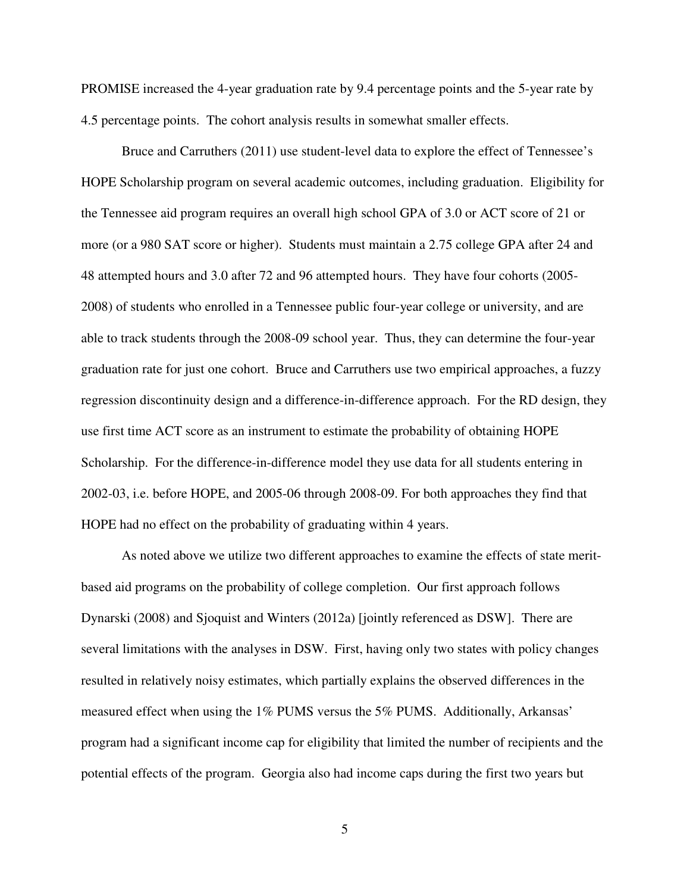PROMISE increased the 4-year graduation rate by 9.4 percentage points and the 5-year rate by 4.5 percentage points. The cohort analysis results in somewhat smaller effects.

Bruce and Carruthers (2011) use student-level data to explore the effect of Tennessee's HOPE Scholarship program on several academic outcomes, including graduation. Eligibility for the Tennessee aid program requires an overall high school GPA of 3.0 or ACT score of 21 or more (or a 980 SAT score or higher). Students must maintain a 2.75 college GPA after 24 and 48 attempted hours and 3.0 after 72 and 96 attempted hours. They have four cohorts (2005-2008) of students who enrolled in a Tennessee public four-year college or university, and are able to track students through the 2008-09 school year. Thus, they can determine the four-year graduation rate for just one cohort. Bruce and Carruthers use two empirical approaches, a fuzzy regression discontinuity design and a difference-in-difference approach. For the RD design, they use first time ACT score as an instrument to estimate the probability of obtaining HOPE Scholarship. For the difference-in-difference model they use data for all students entering in 2002-03, i.e. before HOPE, and 2005-06 through 2008-09. For both approaches they find that HOPE had no effect on the probability of graduating within 4 years.

As noted above we utilize two different approaches to examine the effects of state merit-based aid programs on the probability of college completion. Our first approach follows Dynarski (2008) and Sjoquist and Winters (2012a) [jointly referenced as DSW]. There are several limitations with the analyses in DSW. First, having only two states with policy changes resulted in relatively noisy estimates, which partially explains the observed differences in the measured effect when using the 1% PUMS versus the 5% PUMS. Additionally, Arkansas' program had a significant income cap for eligibility that limited the number of recipients and the potential effects of the program. Georgia also had income caps during the first two years but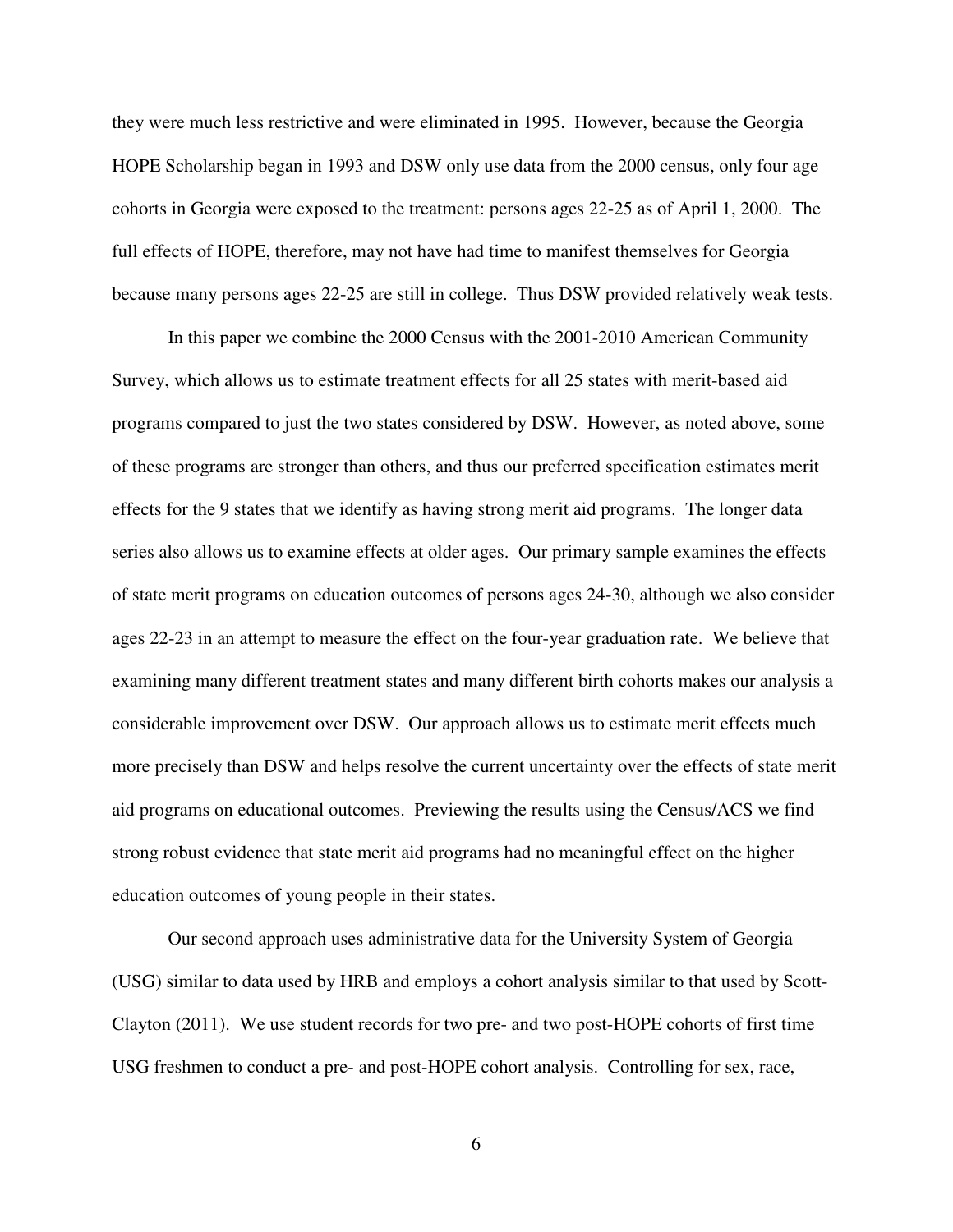they were much less restrictive and were eliminated in 1995. However, because the Georgia HOPE Scholarship began in 1993 and DSW only use data from the 2000 census, only four age cohorts in Georgia were exposed to the treatment: persons ages 22-25 as of April 1, 2000. The full effects of HOPE, therefore, may not have had time to manifest themselves for Georgia because many persons ages 22-25 are still in college. Thus DSW provided relatively weak tests.

In this paper we combine the 2000 Census with the 2001-2010 American Community Survey, which allows us to estimate treatment effects for all 25 states with merit-based aid programs compared to just the two states considered by DSW. However, as noted above, some of these programs are stronger than others, and thus our preferred specification estimates merit effects for the 9 states that we identify as having strong merit aid programs. The longer data series also allows us to examine effects at older ages. Our primary sample examines the effects of state merit programs on education outcomes of persons ages 24-30, although we also consider ages 22-23 in an attempt to measure the effect on the four-year graduation rate. We believe that examining many different treatment states and many different birth cohorts makes our analysis a considerable improvement over DSW. Our approach allows us to estimate merit effects much more precisely than DSW and helps resolve the current uncertainty over the effects of state merit aid programs on educational outcomes. Previewing the results using the Census/ACS we find strong robust evidence that state merit aid programs had no meaningful effect on the higher education outcomes of young people in their states.

Our second approach uses administrative data for the University System of Georgia (USG) similar to data used by HRB and employs a cohort analysis similar to that used by Scott-Clayton (2011). We use student records for two pre- and two post-HOPE cohorts of first time USG freshmen to conduct a pre- and post-HOPE cohort analysis. Controlling for sex, race,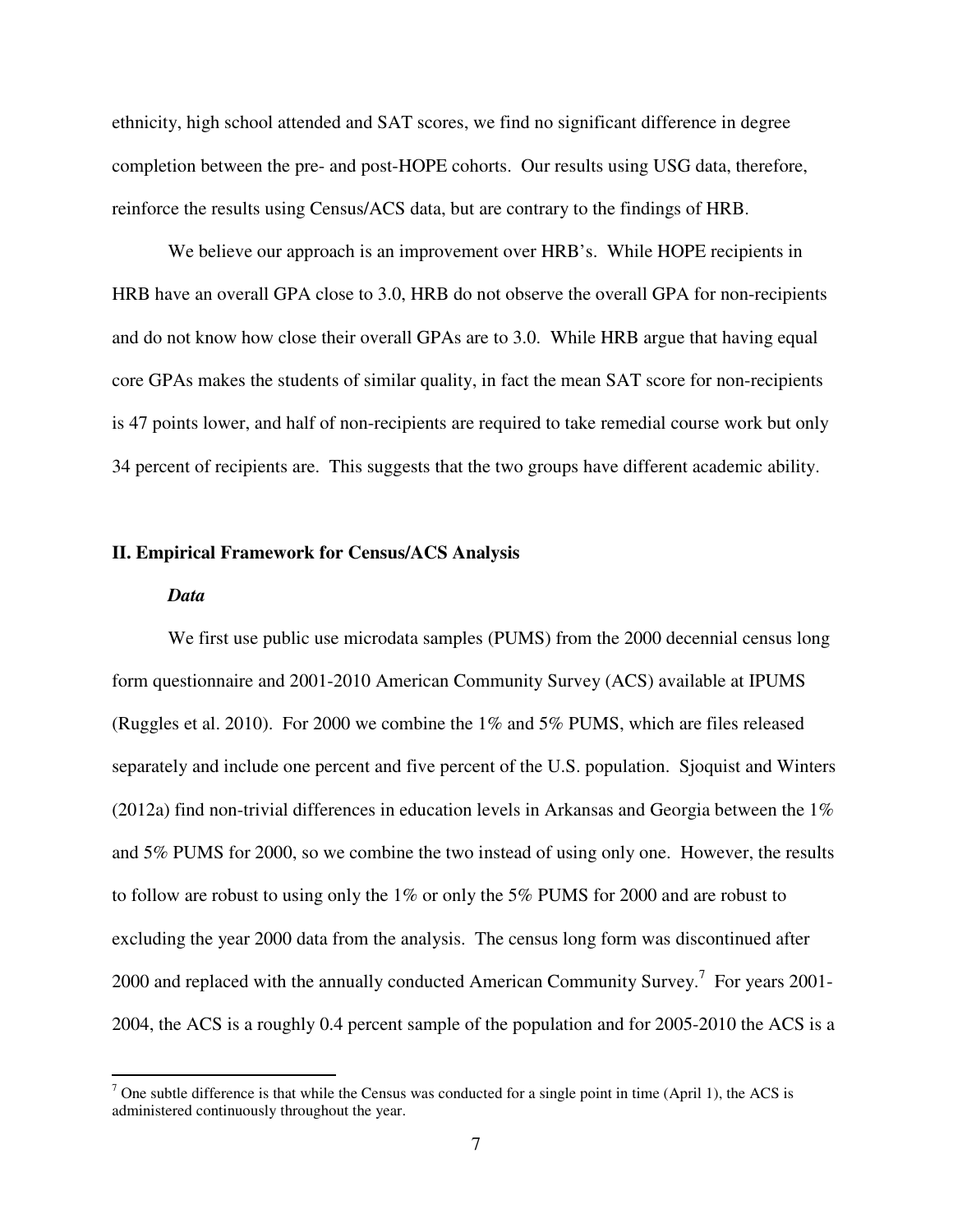ethnicity, high school attended and SAT scores, we find no significant difference in degree completion between the pre- and post-HOPE cohorts. Our results using USG data, therefore, reinforce the results using Census/ACS data, but are contrary to the findings of HRB.

We believe our approach is an improvement over HRB's. While HOPE recipients in HRB have an overall GPA close to 3.0, HRB do not observe the overall GPA for non-recipients and do not know how close their overall GPAs are to 3.0. While HRB argue that having equal core GPAs makes the students of similar quality, in fact the mean SAT score for non-recipients is 47 points lower, and half of non-recipients are required to take remedial course work but only 34 percent of recipients are. This suggests that the two groups have different academic ability.

## II. Empirical Framework for Census/ACS Analysis

### *Data*

We first use public use microdata samples (PUMS) from the 2000 decennial census long form questionnaire and 2001-2010 American Community Survey (ACS) available at IPUMS (Ruggles et al. 2010). For 2000 we combine the 1% and 5% PUMS, which are files released separately and include one percent and five percent of the U.S. population. Sjoquist and Winters (2012a) find non-trivial differences in education levels in Arkansas and Georgia between the 1% and 5% PUMS for 2000, so we combine the two instead of using only one. However, the results to follow are robust to using only the 1% or only the 5% PUMS for 2000 and are robust to excluding the year 2000 data from the analysis. The census long form was discontinued after 2000 and replaced with the annually conducted American Community Survey.[7] For years 2001-2004, the ACS is a roughly 0.4 percent sample of the population and for 2005-2010 the ACS is a

[7] One subtle difference is that while the Census was conducted for a single point in time (April 1), the ACS is administered continuously throughout the year.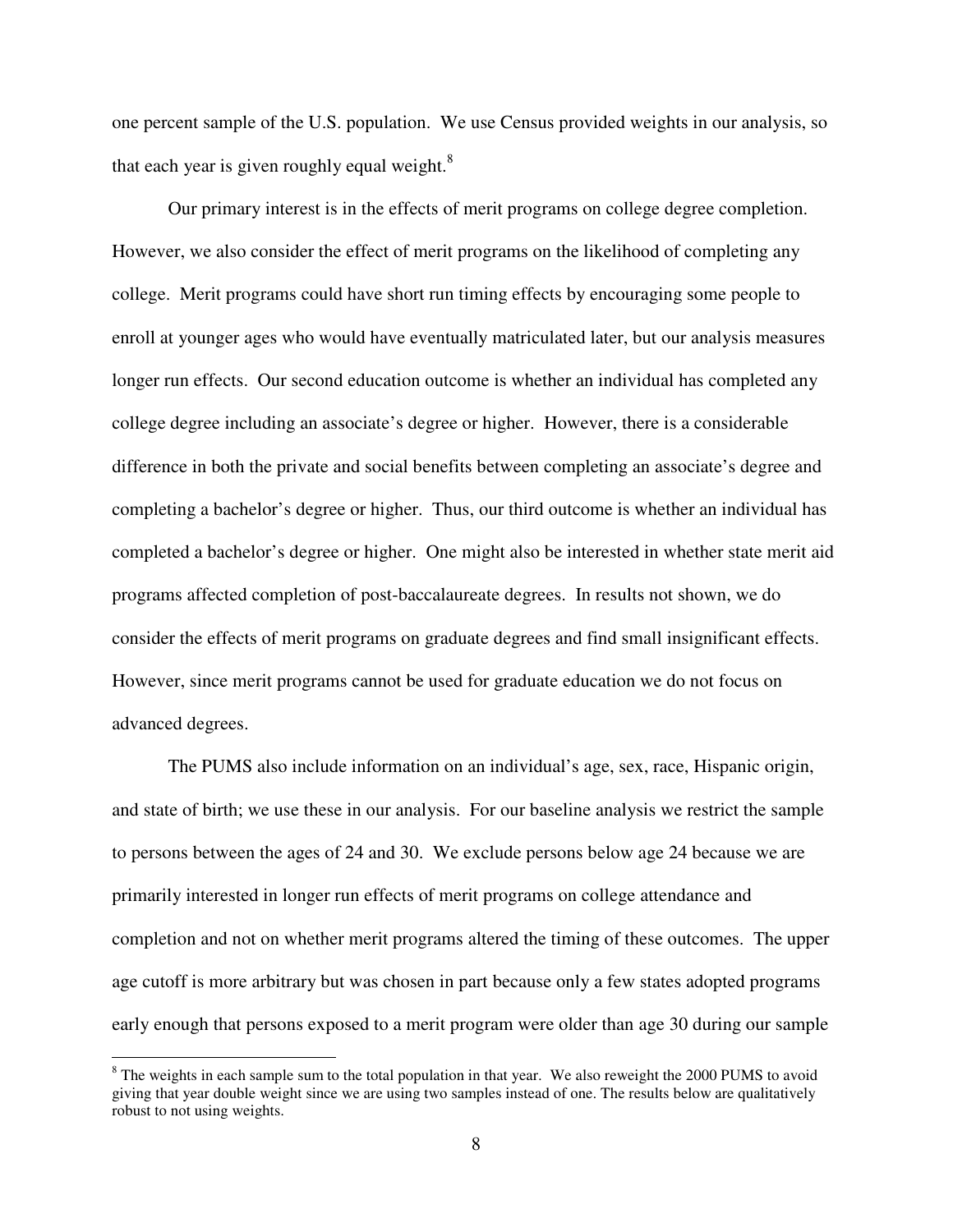one percent sample of the U.S. population. We use Census provided weights in our analysis, so that each year is given roughly equal weight.[8]

Our primary interest is in the effects of merit programs on college degree completion. However, we also consider the effect of merit programs on the likelihood of completing any college. Merit programs could have short run timing effects by encouraging some people to enroll at younger ages who would have eventually matriculated later, but our analysis measures longer run effects. Our second education outcome is whether an individual has completed any college degree including an associate's degree or higher. However, there is a considerable difference in both the private and social benefits between completing an associate's degree and completing a bachelor's degree or higher. Thus, our third outcome is whether an individual has completed a bachelor's degree or higher. One might also be interested in whether state merit aid programs affected completion of post-baccalaureate degrees. In results not shown, we do consider the effects of merit programs on graduate degrees and find small insignificant effects. However, since merit programs cannot be used for graduate education we do not focus on advanced degrees.

The PUMS also include information on an individual's age, sex, race, Hispanic origin, and state of birth; we use these in our analysis. For our baseline analysis we restrict the sample to persons between the ages of 24 and 30. We exclude persons below age 24 because we are primarily interested in longer run effects of merit programs on college attendance and completion and not on whether merit programs altered the timing of these outcomes. The upper age cutoff is more arbitrary but was chosen in part because only a few states adopted programs early enough that persons exposed to a merit program were older than age 30 during our sample

[8] The weights in each sample sum to the total population in that year. We also reweight the 2000 PUMS to avoid giving that year double weight since we are using two samples instead of one. The results below are qualitatively robust to not using weights.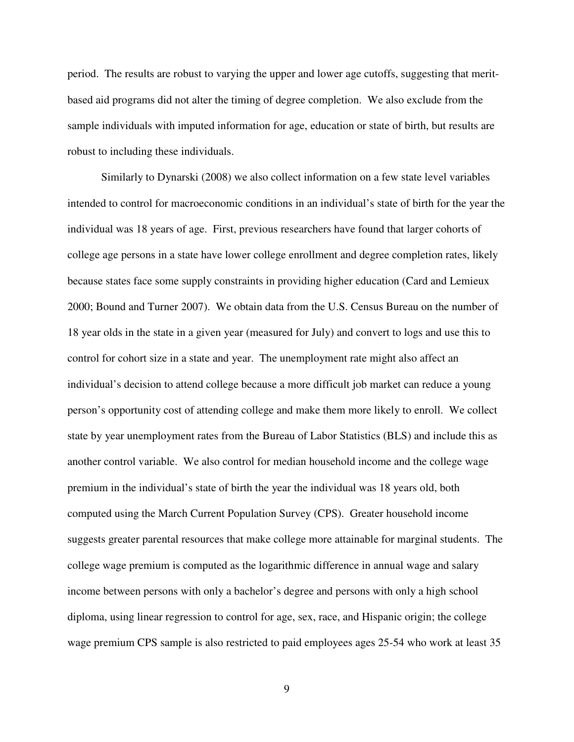period. The results are robust to varying the upper and lower age cutoffs, suggesting that merit-based aid programs did not alter the timing of degree completion. We also exclude from the sample individuals with imputed information for age, education or state of birth, but results are robust to including these individuals.

Similarly to Dynarski (2008) we also collect information on a few state level variables intended to control for macroeconomic conditions in an individual's state of birth for the year the individual was 18 years of age. First, previous researchers have found that larger cohorts of college age persons in a state have lower college enrollment and degree completion rates, likely because states face some supply constraints in providing higher education (Card and Lemieux 2000; Bound and Turner 2007). We obtain data from the U.S. Census Bureau on the number of 18 year olds in the state in a given year (measured for July) and convert to logs and use this to control for cohort size in a state and year. The unemployment rate might also affect an individual's decision to attend college because a more difficult job market can reduce a young person's opportunity cost of attending college and make them more likely to enroll. We collect state by year unemployment rates from the Bureau of Labor Statistics (BLS) and include this as another control variable. We also control for median household income and the college wage premium in the individual's state of birth the year the individual was 18 years old, both computed using the March Current Population Survey (CPS). Greater household income suggests greater parental resources that make college more attainable for marginal students. The college wage premium is computed as the logarithmic difference in annual wage and salary income between persons with only a bachelor's degree and persons with only a high school diploma, using linear regression to control for age, sex, race, and Hispanic origin; the college wage premium CPS sample is also restricted to paid employees ages 25-54 who work at least 35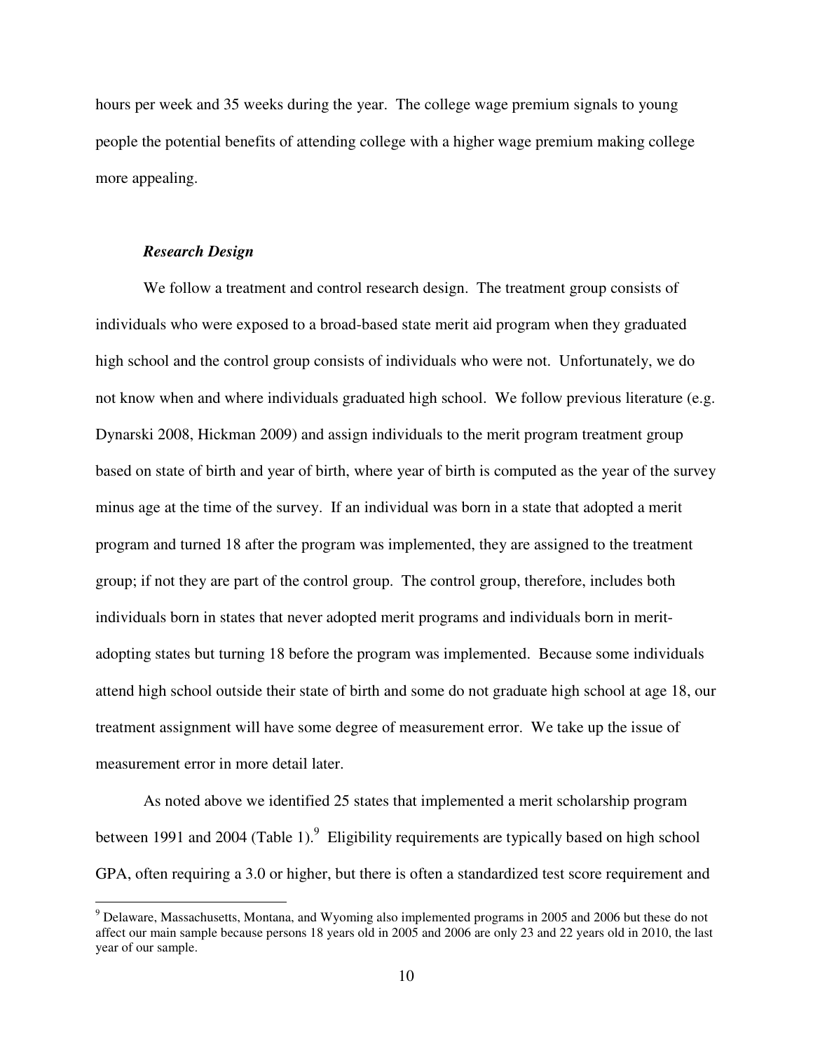hours per week and 35 weeks during the year. The college wage premium signals to young people the potential benefits of attending college with a higher wage premium making college more appealing.

### *Research Design*

We follow a treatment and control research design. The treatment group consists of individuals who were exposed to a broad-based state merit aid program when they graduated high school and the control group consists of individuals who were not. Unfortunately, we do not know when and where individuals graduated high school. We follow previous literature (e.g. Dynarski 2008, Hickman 2009) and assign individuals to the merit program treatment group based on state of birth and year of birth, where year of birth is computed as the year of the survey minus age at the time of the survey. If an individual was born in a state that adopted a merit program and turned 18 after the program was implemented, they are assigned to the treatment group; if not they are part of the control group. The control group, therefore, includes both individuals born in states that never adopted merit programs and individuals born in merit-adopting states but turning 18 before the program was implemented. Because some individuals attend high school outside their state of birth and some do not graduate high school at age 18, our treatment assignment will have some degree of measurement error. We take up the issue of measurement error in more detail later.

As noted above we identified 25 states that implemented a merit scholarship program between 1991 and 2004 (Table 1).[9] Eligibility requirements are typically based on high school GPA, often requiring a 3.0 or higher, but there is often a standardized test score requirement and

[9] Delaware, Massachusetts, Montana, and Wyoming also implemented programs in 2005 and 2006 but these do not affect our main sample because persons 18 years old in 2005 and 2006 are only 23 and 22 years old in 2010, the last year of our sample.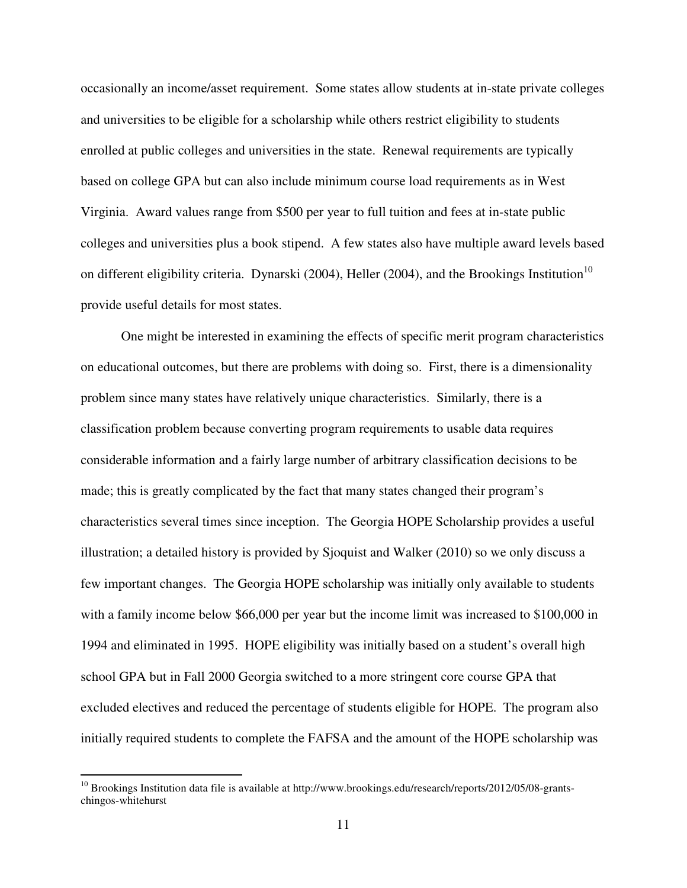occasionally an income/asset requirement. Some states allow students at in-state private colleges and universities to be eligible for a scholarship while others restrict eligibility to students enrolled at public colleges and universities in the state. Renewal requirements are typically based on college GPA but can also include minimum course load requirements as in West Virginia. Award values range from $500 per year to full tuition and fees at in-state public colleges and universities plus a book stipend. A few states also have multiple award levels based on different eligibility criteria. Dynarski (2004), Heller (2004), and the Brookings Institution[10] provide useful details for most states.

One might be interested in examining the effects of specific merit program characteristics on educational outcomes, but there are problems with doing so. First, there is a dimensionality problem since many states have relatively unique characteristics. Similarly, there is a classification problem because converting program requirements to usable data requires considerable information and a fairly large number of arbitrary classification decisions to be made; this is greatly complicated by the fact that many states changed their program's characteristics several times since inception. The Georgia HOPE Scholarship provides a useful illustration; a detailed history is provided by Sjoquist and Walker (2010) so we only discuss a few important changes. The Georgia HOPE scholarship was initially only available to students with a family income below $66,000 per year but the income limit was increased to $100,000 in 1994 and eliminated in 1995. HOPE eligibility was initially based on a student's overall high school GPA but in Fall 2000 Georgia switched to a more stringent core course GPA that excluded electives and reduced the percentage of students eligible for HOPE. The program also initially required students to complete the FAFSA and the amount of the HOPE scholarship was

---

[10] Brookings Institution data file is available at http://www.brookings.edu/research/reports/2012/05/08-grants-chingos-whitehurst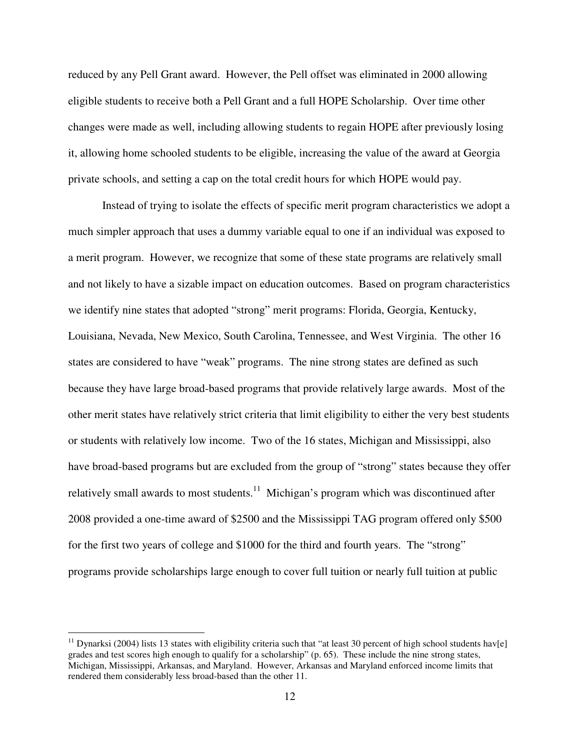reduced by any Pell Grant award. However, the Pell offset was eliminated in 2000 allowing eligible students to receive both a Pell Grant and a full HOPE Scholarship. Over time other changes were made as well, including allowing students to regain HOPE after previously losing it, allowing home schooled students to be eligible, increasing the value of the award at Georgia private schools, and setting a cap on the total credit hours for which HOPE would pay.

Instead of trying to isolate the effects of specific merit program characteristics we adopt a much simpler approach that uses a dummy variable equal to one if an individual was exposed to a merit program. However, we recognize that some of these state programs are relatively small and not likely to have a sizable impact on education outcomes. Based on program characteristics we identify nine states that adopted "strong" merit programs: Florida, Georgia, Kentucky, Louisiana, Nevada, New Mexico, South Carolina, Tennessee, and West Virginia. The other 16 states are considered to have "weak" programs. The nine strong states are defined as such because they have large broad-based programs that provide relatively large awards. Most of the other merit states have relatively strict criteria that limit eligibility to either the very best students or students with relatively low income. Two of the 16 states, Michigan and Mississippi, also have broad-based programs but are excluded from the group of "strong" states because they offer relatively small awards to most students.[11] Michigan's program which was discontinued after 2008 provided a one-time award of $2500 and the Mississippi TAG program offered only $500 for the first two years of college and $1000 for the third and fourth years. The "strong" programs provide scholarships large enough to cover full tuition or nearly full tuition at public

[11] Dynarksi (2004) lists 13 states with eligibility criteria such that "at least 30 percent of high school students hav[e] grades and test scores high enough to qualify for a scholarship" (p. 65). These include the nine strong states, Michigan, Mississippi, Arkansas, and Maryland. However, Arkansas and Maryland enforced income limits that rendered them considerably less broad-based than the other 11.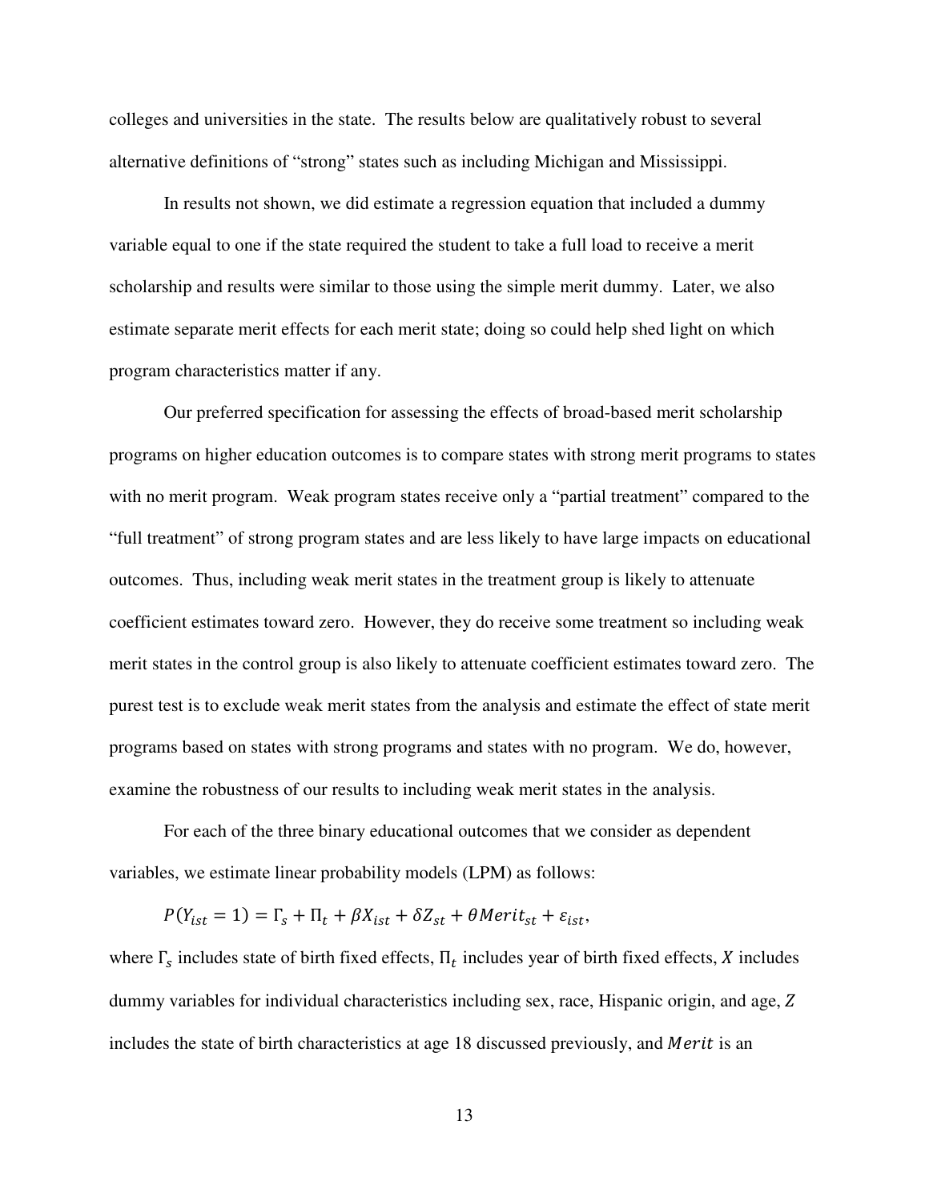colleges and universities in the state. The results below are qualitatively robust to several alternative definitions of "strong" states such as including Michigan and Mississippi.

In results not shown, we did estimate a regression equation that included a dummy variable equal to one if the state required the student to take a full load to receive a merit scholarship and results were similar to those using the simple merit dummy. Later, we also estimate separate merit effects for each merit state; doing so could help shed light on which program characteristics matter if any.

Our preferred specification for assessing the effects of broad-based merit scholarship programs on higher education outcomes is to compare states with strong merit programs to states with no merit program. Weak program states receive only a "partial treatment" compared to the "full treatment" of strong program states and are less likely to have large impacts on educational outcomes. Thus, including weak merit states in the treatment group is likely to attenuate coefficient estimates toward zero. However, they do receive some treatment so including weak merit states in the control group is also likely to attenuate coefficient estimates toward zero. The purest test is to exclude weak merit states from the analysis and estimate the effect of state merit programs based on states with strong programs and states with no program. We do, however, examine the robustness of our results to including weak merit states in the analysis.

For each of the three binary educational outcomes that we consider as dependent variables, we estimate linear probability models (LPM) as follows:

$$P(Y_{ist} = 1) = \Gamma_s + \Pi_t + \beta X_{ist} + \delta Z_{st} + \theta Merit_{st} + \varepsilon_{ist},$$

where $\Gamma_s$ includes state of birth fixed effects, $\Pi_t$ includes year of birth fixed effects, $X$ includes dummy variables for individual characteristics including sex, race, Hispanic origin, and age, $Z$ includes the state of birth characteristics at age 18 discussed previously, and $Merit$ is an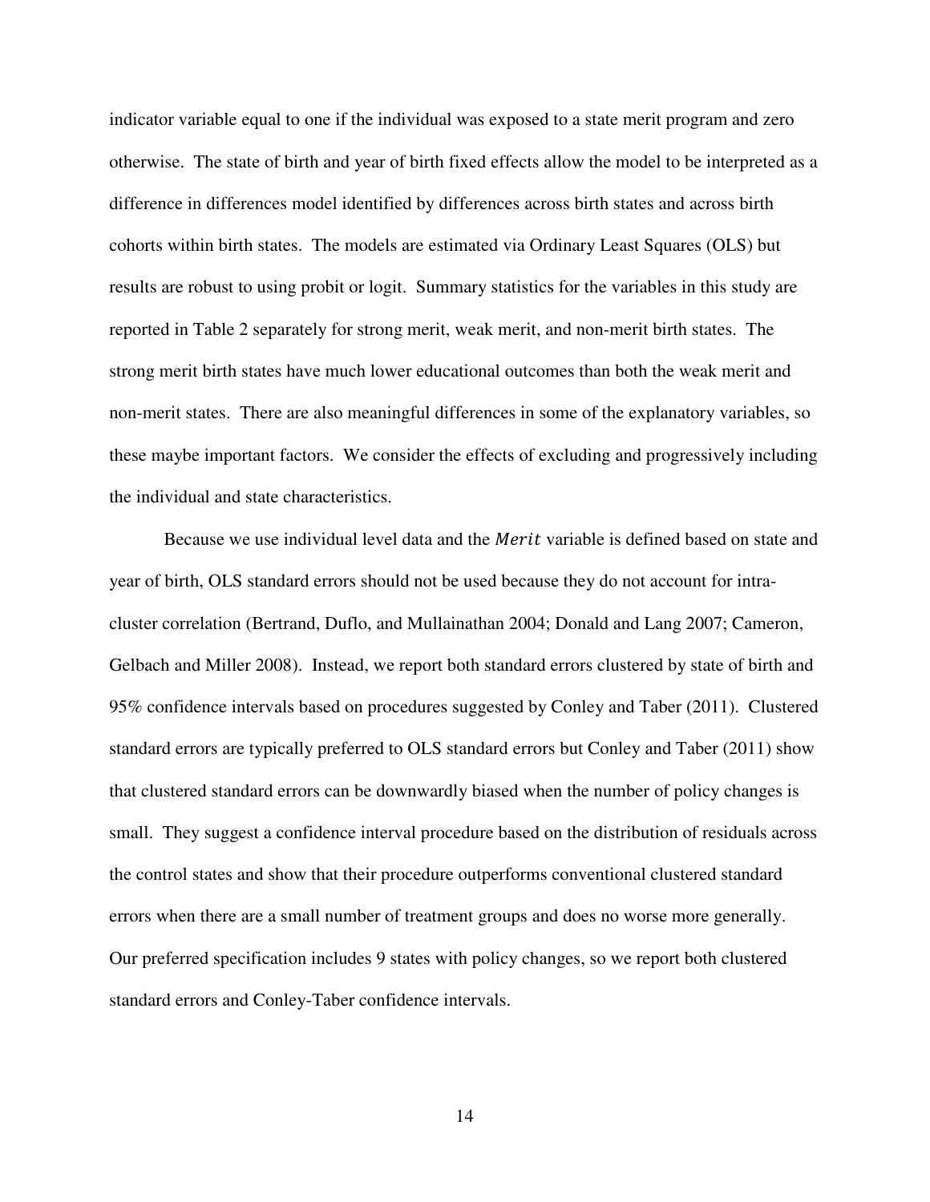indicator variable equal to one if the individual was exposed to a state merit program and zero otherwise. The state of birth and year of birth fixed effects allow the model to be interpreted as a difference in differences model identified by differences across birth states and across birth cohorts within birth states. The models are estimated via Ordinary Least Squares (OLS) but results are robust to using probit or logit. Summary statistics for the variables in this study are reported in Table 2 separately for strong merit, weak merit, and non-merit birth states. The strong merit birth states have much lower educational outcomes than both the weak merit and non-merit states. There are also meaningful differences in some of the explanatory variables, so these maybe important factors. We consider the effects of excluding and progressively including the individual and state characteristics.

Because we use individual level data and the $Merit$ variable is defined based on state and year of birth, OLS standard errors should not be used because they do not account for intra-cluster correlation (Bertrand, Duflo, and Mullainathan 2004; Donald and Lang 2007; Cameron, Gelbach and Miller 2008). Instead, we report both standard errors clustered by state of birth and 95% confidence intervals based on procedures suggested by Conley and Taber (2011). Clustered standard errors are typically preferred to OLS standard errors but Conley and Taber (2011) show that clustered standard errors can be downwardly biased when the number of policy changes is small. They suggest a confidence interval procedure based on the distribution of residuals across the control states and show that their procedure outperforms conventional clustered standard errors when there are a small number of treatment groups and does no worse more generally. Our preferred specification includes 9 states with policy changes, so we report both clustered standard errors and Conley-Taber confidence intervals.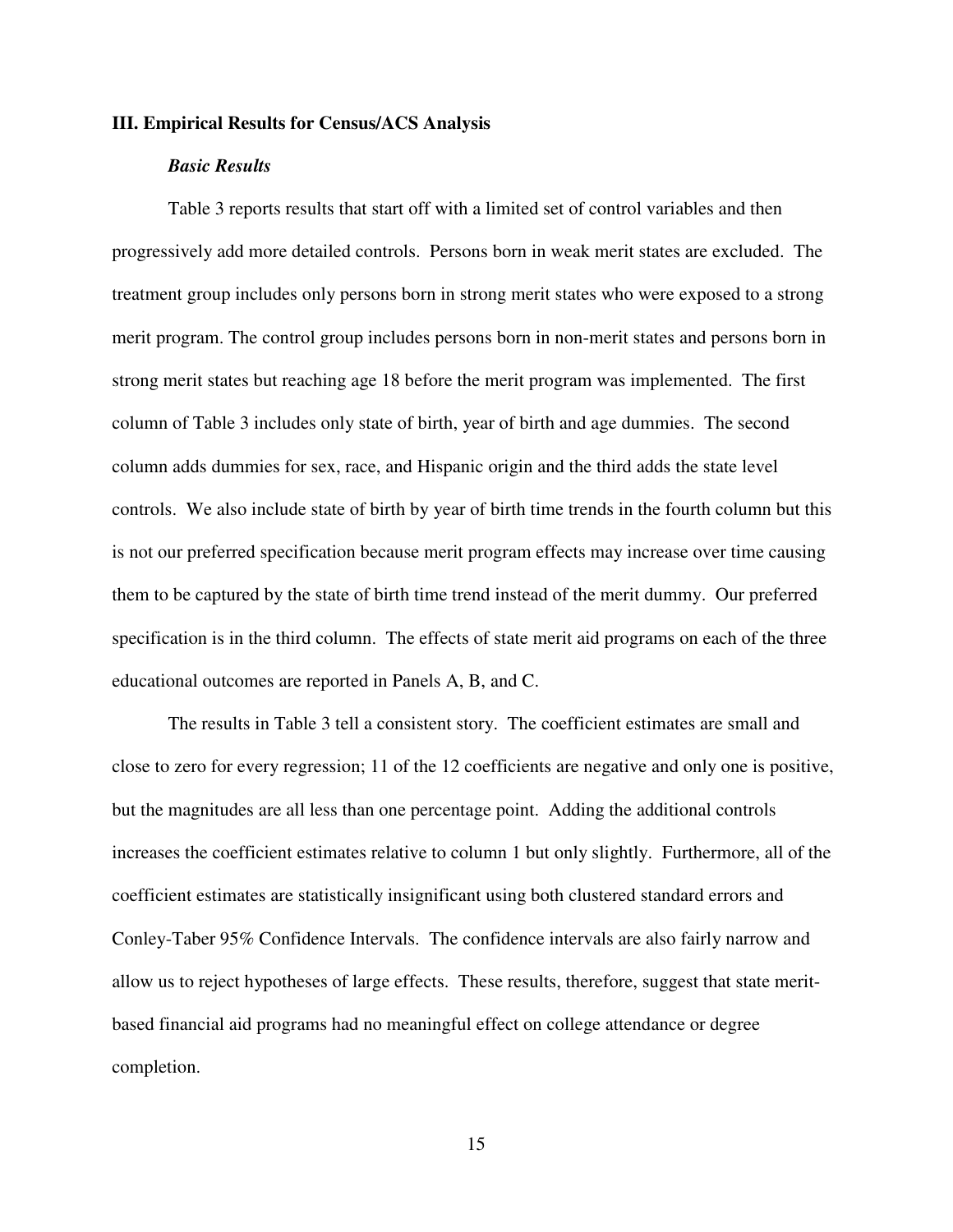### III. Empirical Results for Census/ACS Analysis

#### *Basic Results*

Table 3 reports results that start off with a limited set of control variables and then progressively add more detailed controls. Persons born in weak merit states are excluded. The treatment group includes only persons born in strong merit states who were exposed to a strong merit program. The control group includes persons born in non-merit states and persons born in strong merit states but reaching age 18 before the merit program was implemented. The first column of Table 3 includes only state of birth, year of birth and age dummies. The second column adds dummies for sex, race, and Hispanic origin and the third adds the state level controls. We also include state of birth by year of birth time trends in the fourth column but this is not our preferred specification because merit program effects may increase over time causing them to be captured by the state of birth time trend instead of the merit dummy. Our preferred specification is in the third column. The effects of state merit aid programs on each of the three educational outcomes are reported in Panels A, B, and C.

The results in Table 3 tell a consistent story. The coefficient estimates are small and close to zero for every regression; 11 of the 12 coefficients are negative and only one is positive, but the magnitudes are all less than one percentage point. Adding the additional controls increases the coefficient estimates relative to column 1 but only slightly. Furthermore, all of the coefficient estimates are statistically insignificant using both clustered standard errors and Conley-Taber 95% Confidence Intervals. The confidence intervals are also fairly narrow and allow us to reject hypotheses of large effects. These results, therefore, suggest that state merit-based financial aid programs had no meaningful effect on college attendance or degree completion.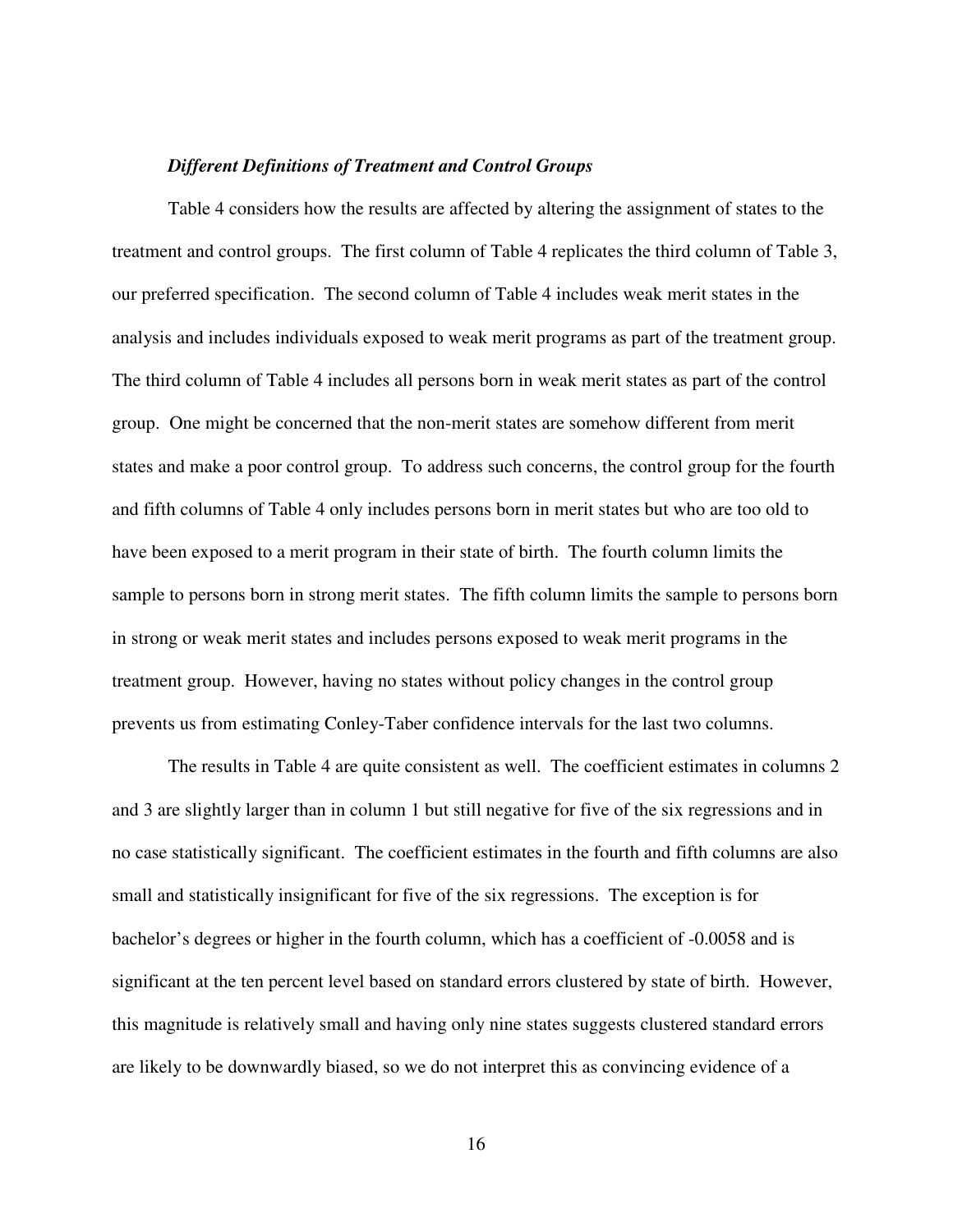### *Different Definitions of Treatment and Control Groups*

Table 4 considers how the results are affected by altering the assignment of states to the treatment and control groups. The first column of Table 4 replicates the third column of Table 3, our preferred specification. The second column of Table 4 includes weak merit states in the analysis and includes individuals exposed to weak merit programs as part of the treatment group. The third column of Table 4 includes all persons born in weak merit states as part of the control group. One might be concerned that the non-merit states are somehow different from merit states and make a poor control group. To address such concerns, the control group for the fourth and fifth columns of Table 4 only includes persons born in merit states but who are too old to have been exposed to a merit program in their state of birth. The fourth column limits the sample to persons born in strong merit states. The fifth column limits the sample to persons born in strong or weak merit states and includes persons exposed to weak merit programs in the treatment group. However, having no states without policy changes in the control group prevents us from estimating Conley-Taber confidence intervals for the last two columns.

The results in Table 4 are quite consistent as well. The coefficient estimates in columns 2 and 3 are slightly larger than in column 1 but still negative for five of the six regressions and in no case statistically significant. The coefficient estimates in the fourth and fifth columns are also small and statistically insignificant for five of the six regressions. The exception is for bachelor's degrees or higher in the fourth column, which has a coefficient of -0.0058 and is significant at the ten percent level based on standard errors clustered by state of birth. However, this magnitude is relatively small and having only nine states suggests clustered standard errors are likely to be downwardly biased, so we do not interpret this as convincing evidence of a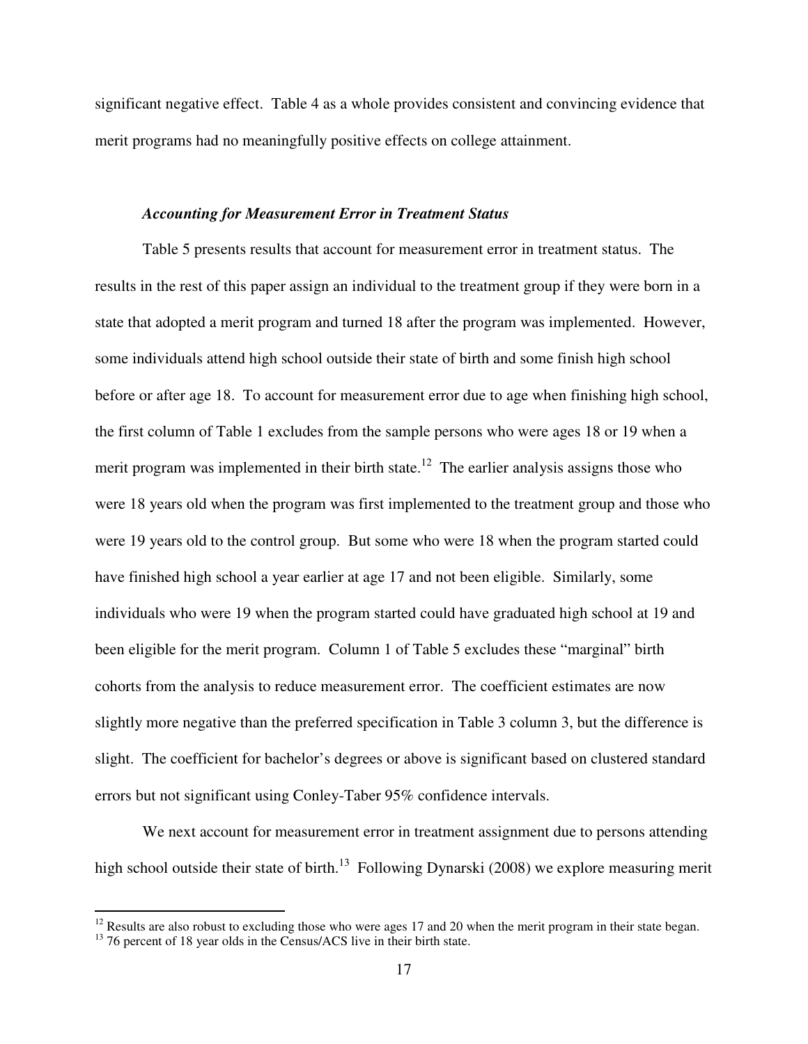significant negative effect. Table 4 as a whole provides consistent and convincing evidence that merit programs had no meaningfully positive effects on college attainment.

### *Accounting for Measurement Error in Treatment Status*

Table 5 presents results that account for measurement error in treatment status. The results in the rest of this paper assign an individual to the treatment group if they were born in a state that adopted a merit program and turned 18 after the program was implemented. However, some individuals attend high school outside their state of birth and some finish high school before or after age 18. To account for measurement error due to age when finishing high school, the first column of Table 1 excludes from the sample persons who were ages 18 or 19 when a merit program was implemented in their birth state.[12] The earlier analysis assigns those who were 18 years old when the program was first implemented to the treatment group and those who were 19 years old to the control group. But some who were 18 when the program started could have finished high school a year earlier at age 17 and not been eligible. Similarly, some individuals who were 19 when the program started could have graduated high school at 19 and been eligible for the merit program. Column 1 of Table 5 excludes these "marginal" birth cohorts from the analysis to reduce measurement error. The coefficient estimates are now slightly more negative than the preferred specification in Table 3 column 3, but the difference is slight. The coefficient for bachelor's degrees or above is significant based on clustered standard errors but not significant using Conley-Taber 95% confidence intervals.

We next account for measurement error in treatment assignment due to persons attending high school outside their state of birth.[13] Following Dynarski (2008) we explore measuring merit

---

[12] Results are also robust to excluding those who were ages 17 and 20 when the merit program in their state began.

[13] 76 percent of 18 year olds in the Census/ACS live in their birth state.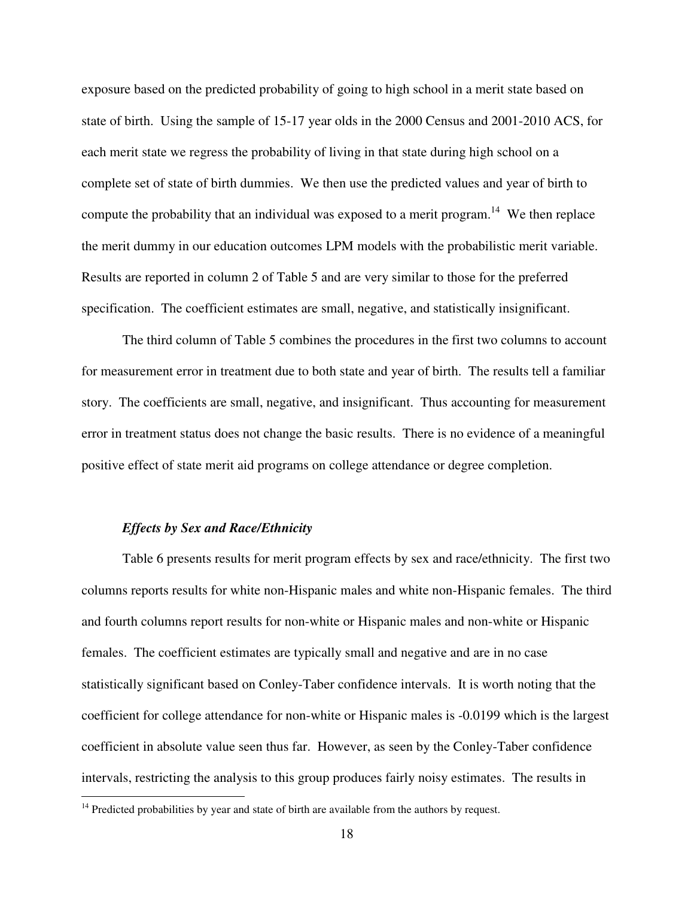exposure based on the predicted probability of going to high school in a merit state based on state of birth. Using the sample of 15-17 year olds in the 2000 Census and 2001-2010 ACS, for each merit state we regress the probability of living in that state during high school on a complete set of state of birth dummies. We then use the predicted values and year of birth to compute the probability that an individual was exposed to a merit program.[14] We then replace the merit dummy in our education outcomes LPM models with the probabilistic merit variable. Results are reported in column 2 of Table 5 and are very similar to those for the preferred specification. The coefficient estimates are small, negative, and statistically insignificant.

The third column of Table 5 combines the procedures in the first two columns to account for measurement error in treatment due to both state and year of birth. The results tell a familiar story. The coefficients are small, negative, and insignificant. Thus accounting for measurement error in treatment status does not change the basic results. There is no evidence of a meaningful positive effect of state merit aid programs on college attendance or degree completion.

### *Effects by Sex and Race/Ethnicity*

Table 6 presents results for merit program effects by sex and race/ethnicity. The first two columns reports results for white non-Hispanic males and white non-Hispanic females. The third and fourth columns report results for non-white or Hispanic males and non-white or Hispanic females. The coefficient estimates are typically small and negative and are in no case statistically significant based on Conley-Taber confidence intervals. It is worth noting that the coefficient for college attendance for non-white or Hispanic males is -0.0199 which is the largest coefficient in absolute value seen thus far. However, as seen by the Conley-Taber confidence intervals, restricting the analysis to this group produces fairly noisy estimates. The results in

[14] Predicted probabilities by year and state of birth are available from the authors by request.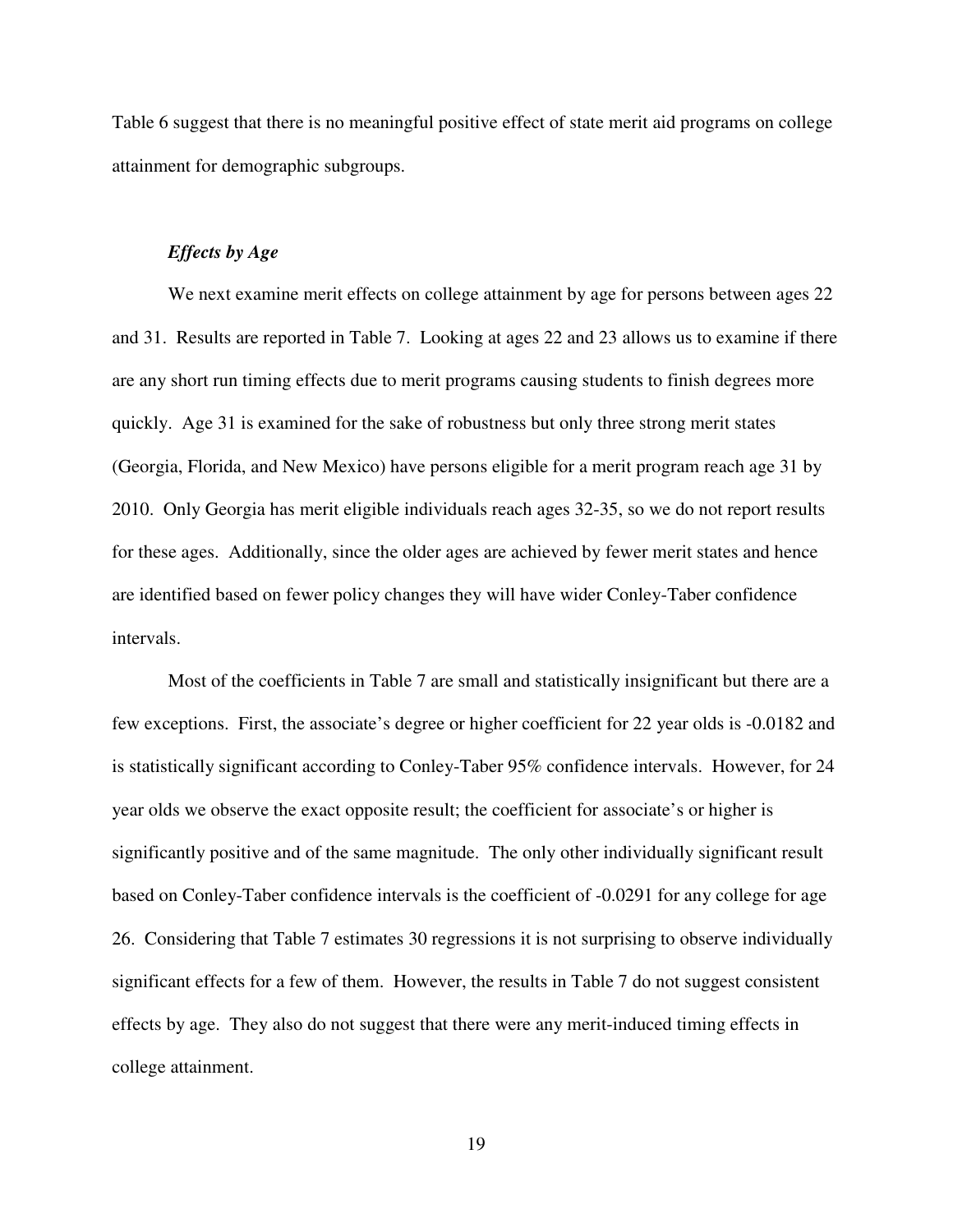Table 6 suggest that there is no meaningful positive effect of state merit aid programs on college attainment for demographic subgroups.

### *Effects by Age*

We next examine merit effects on college attainment by age for persons between ages 22 and 31. Results are reported in Table 7. Looking at ages 22 and 23 allows us to examine if there are any short run timing effects due to merit programs causing students to finish degrees more quickly. Age 31 is examined for the sake of robustness but only three strong merit states (Georgia, Florida, and New Mexico) have persons eligible for a merit program reach age 31 by 2010. Only Georgia has merit eligible individuals reach ages 32-35, so we do not report results for these ages. Additionally, since the older ages are achieved by fewer merit states and hence are identified based on fewer policy changes they will have wider Conley-Taber confidence intervals.

Most of the coefficients in Table 7 are small and statistically insignificant but there are a few exceptions. First, the associate's degree or higher coefficient for 22 year olds is -0.0182 and is statistically significant according to Conley-Taber 95% confidence intervals. However, for 24 year olds we observe the exact opposite result; the coefficient for associate's or higher is significantly positive and of the same magnitude. The only other individually significant result based on Conley-Taber confidence intervals is the coefficient of -0.0291 for any college for age 26. Considering that Table 7 estimates 30 regressions it is not surprising to observe individually significant effects for a few of them. However, the results in Table 7 do not suggest consistent effects by age. They also do not suggest that there were any merit-induced timing effects in college attainment.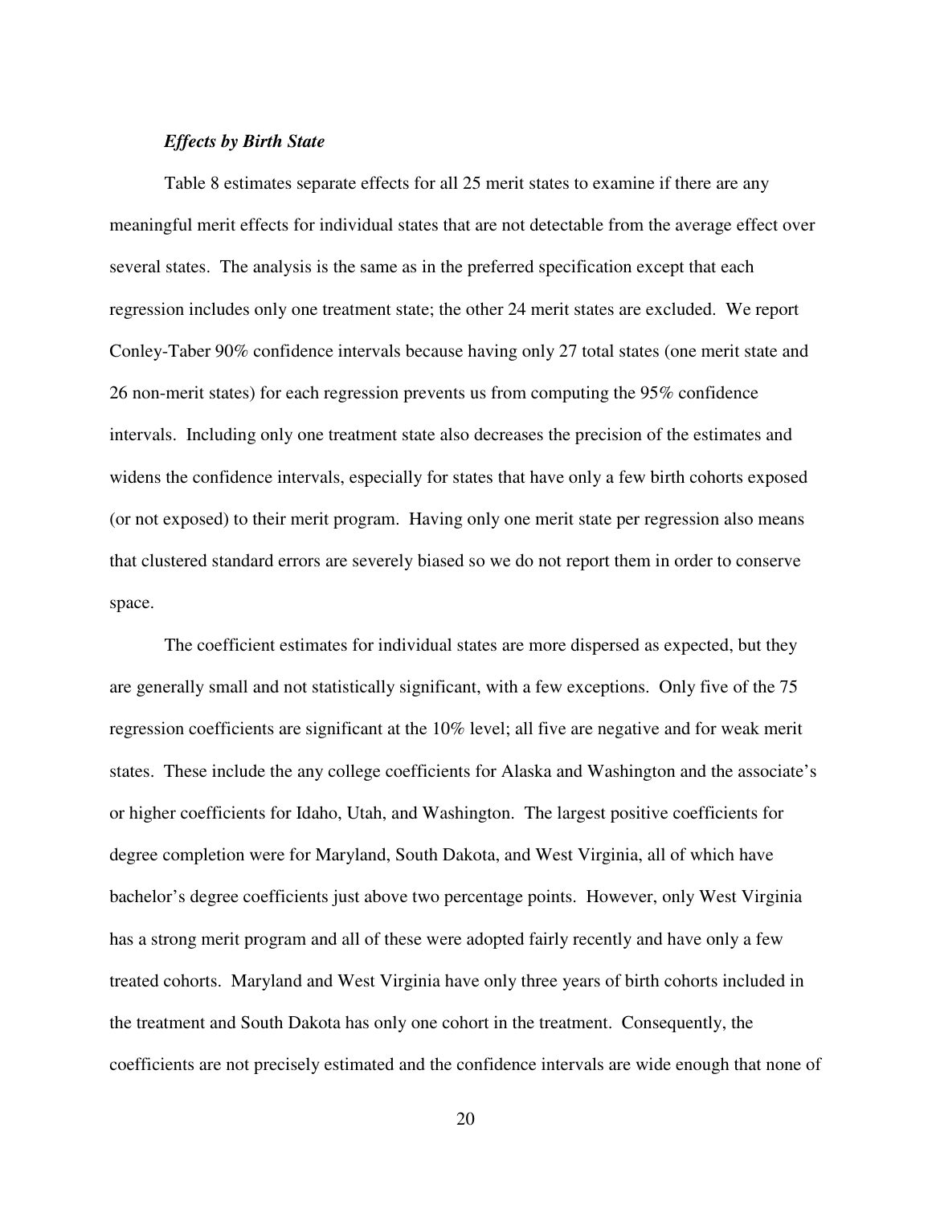***Effects by Birth State***

Table 8 estimates separate effects for all 25 merit states to examine if there are any meaningful merit effects for individual states that are not detectable from the average effect over several states. The analysis is the same as in the preferred specification except that each regression includes only one treatment state; the other 24 merit states are excluded. We report Conley-Taber 90% confidence intervals because having only 27 total states (one merit state and 26 non-merit states) for each regression prevents us from computing the 95% confidence intervals. Including only one treatment state also decreases the precision of the estimates and widens the confidence intervals, especially for states that have only a few birth cohorts exposed (or not exposed) to their merit program. Having only one merit state per regression also means that clustered standard errors are severely biased so we do not report them in order to conserve space.

The coefficient estimates for individual states are more dispersed as expected, but they are generally small and not statistically significant, with a few exceptions. Only five of the 75 regression coefficients are significant at the 10% level; all five are negative and for weak merit states. These include the any college coefficients for Alaska and Washington and the associate's or higher coefficients for Idaho, Utah, and Washington. The largest positive coefficients for degree completion were for Maryland, South Dakota, and West Virginia, all of which have bachelor's degree coefficients just above two percentage points. However, only West Virginia has a strong merit program and all of these were adopted fairly recently and have only a few treated cohorts. Maryland and West Virginia have only three years of birth cohorts included in the treatment and South Dakota has only one cohort in the treatment. Consequently, the coefficients are not precisely estimated and the confidence intervals are wide enough that none of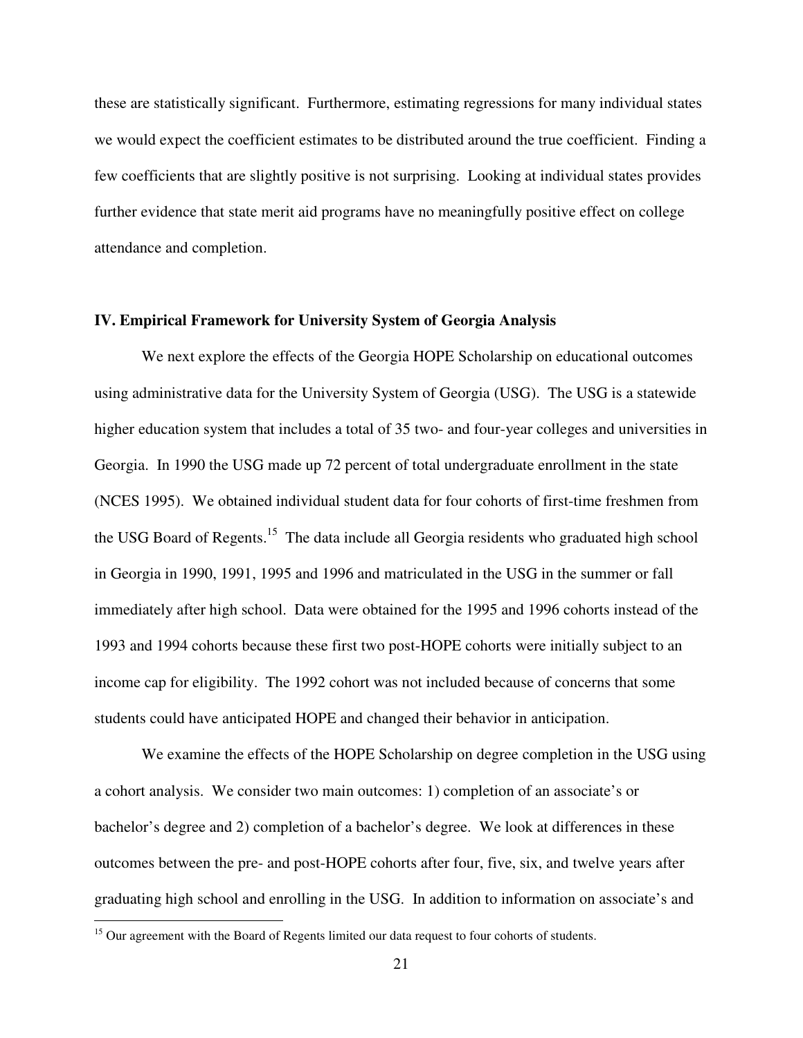these are statistically significant. Furthermore, estimating regressions for many individual states we would expect the coefficient estimates to be distributed around the true coefficient. Finding a few coefficients that are slightly positive is not surprising. Looking at individual states provides further evidence that state merit aid programs have no meaningfully positive effect on college attendance and completion.

## IV. Empirical Framework for University System of Georgia Analysis

We next explore the effects of the Georgia HOPE Scholarship on educational outcomes using administrative data for the University System of Georgia (USG). The USG is a statewide higher education system that includes a total of 35 two- and four-year colleges and universities in Georgia. In 1990 the USG made up 72 percent of total undergraduate enrollment in the state (NCES 1995). We obtained individual student data for four cohorts of first-time freshmen from the USG Board of Regents.[15] The data include all Georgia residents who graduated high school in Georgia in 1990, 1991, 1995 and 1996 and matriculated in the USG in the summer or fall immediately after high school. Data were obtained for the 1995 and 1996 cohorts instead of the 1993 and 1994 cohorts because these first two post-HOPE cohorts were initially subject to an income cap for eligibility. The 1992 cohort was not included because of concerns that some students could have anticipated HOPE and changed their behavior in anticipation.

We examine the effects of the HOPE Scholarship on degree completion in the USG using a cohort analysis. We consider two main outcomes: 1) completion of an associate's or bachelor's degree and 2) completion of a bachelor's degree. We look at differences in these outcomes between the pre- and post-HOPE cohorts after four, five, six, and twelve years after graduating high school and enrolling in the USG. In addition to information on associate's and

[15] Our agreement with the Board of Regents limited our data request to four cohorts of students.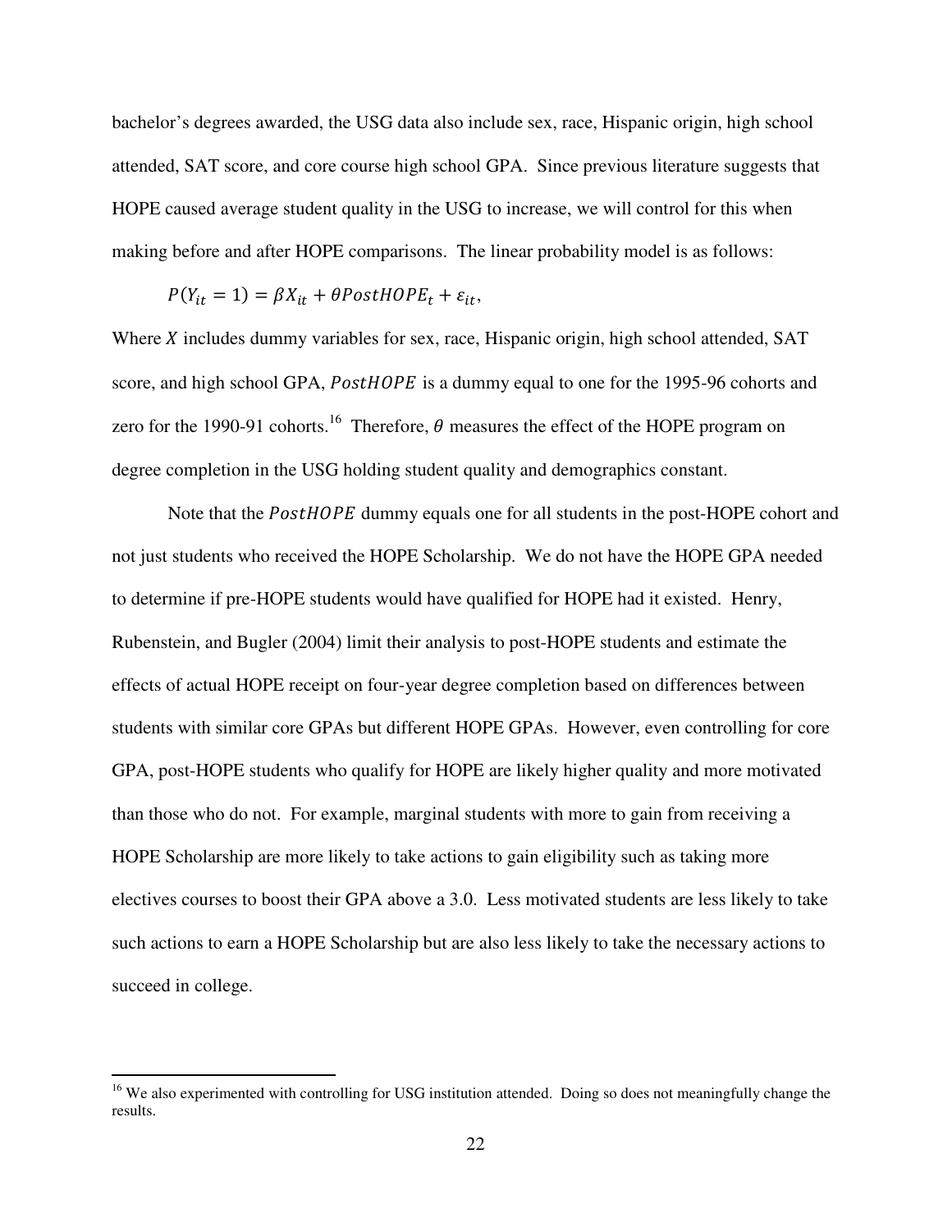bachelor's degrees awarded, the USG data also include sex, race, Hispanic origin, high school attended, SAT score, and core course high school GPA. Since previous literature suggests that HOPE caused average student quality in the USG to increase, we will control for this when making before and after HOPE comparisons. The linear probability model is as follows:

$$P(Y_{it} = 1) = \beta X_{it} + \theta PostHOPE_t + \varepsilon_{it},$$

Where $X$ includes dummy variables for sex, race, Hispanic origin, high school attended, SAT score, and high school GPA, $PostHOPE$ is a dummy equal to one for the 1995-96 cohorts and zero for the 1990-91 cohorts.[16] Therefore, $\theta$ measures the effect of the HOPE program on degree completion in the USG holding student quality and demographics constant.

Note that the $PostHOPE$ dummy equals one for all students in the post-HOPE cohort and not just students who received the HOPE Scholarship. We do not have the HOPE GPA needed to determine if pre-HOPE students would have qualified for HOPE had it existed. Henry, Rubenstein, and Bugler (2004) limit their analysis to post-HOPE students and estimate the effects of actual HOPE receipt on four-year degree completion based on differences between students with similar core GPAs but different HOPE GPAs. However, even controlling for core GPA, post-HOPE students who qualify for HOPE are likely higher quality and more motivated than those who do not. For example, marginal students with more to gain from receiving a HOPE Scholarship are more likely to take actions to gain eligibility such as taking more electives courses to boost their GPA above a 3.0. Less motivated students are less likely to take such actions to earn a HOPE Scholarship but are also less likely to take the necessary actions to succeed in college.

[16] We also experimented with controlling for USG institution attended. Doing so does not meaningfully change the results.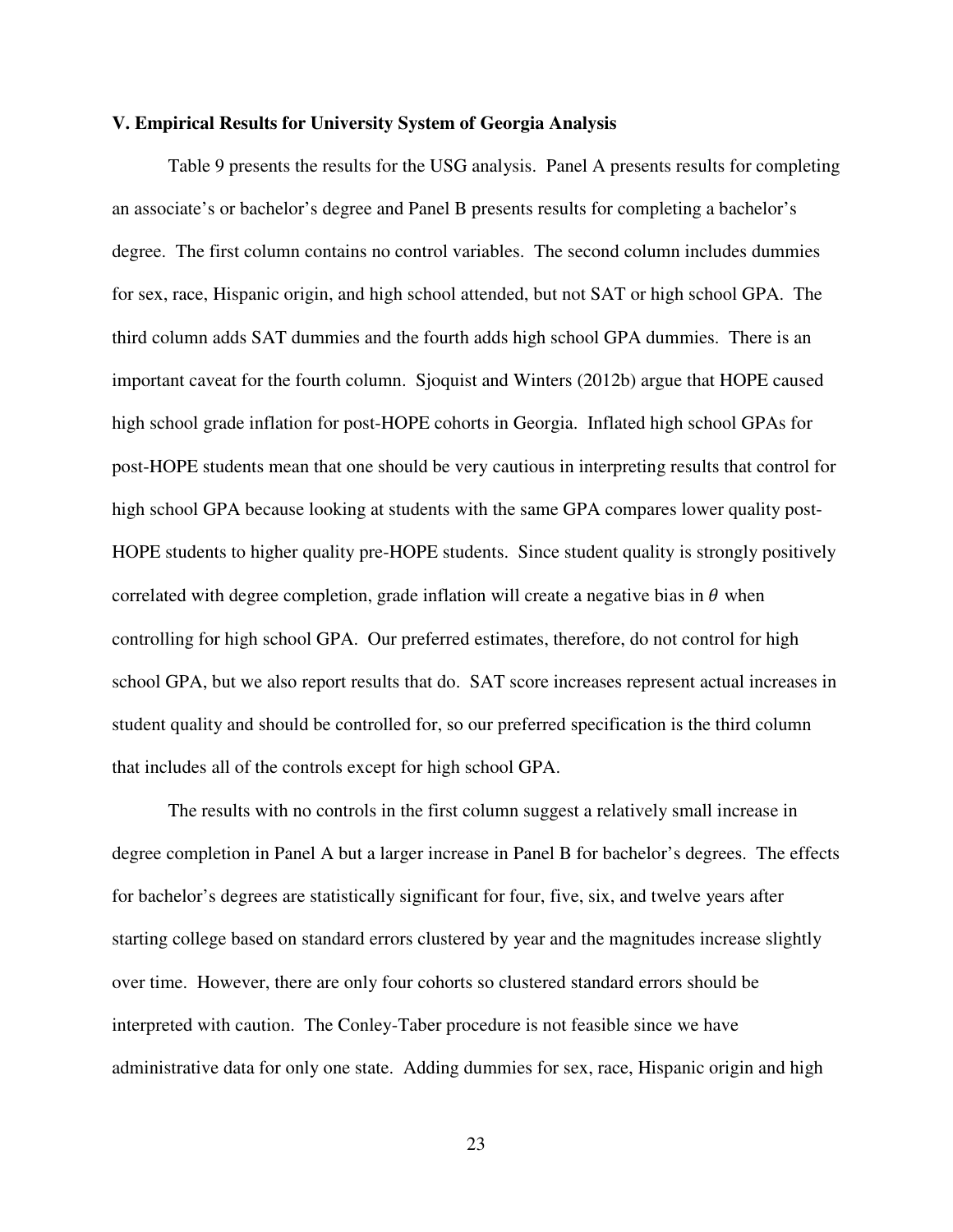## V. Empirical Results for University System of Georgia Analysis

Table 9 presents the results for the USG analysis. Panel A presents results for completing an associate's or bachelor's degree and Panel B presents results for completing a bachelor's degree. The first column contains no control variables. The second column includes dummies for sex, race, Hispanic origin, and high school attended, but not SAT or high school GPA. The third column adds SAT dummies and the fourth adds high school GPA dummies. There is an important caveat for the fourth column. Sjoquist and Winters (2012b) argue that HOPE caused high school grade inflation for post-HOPE cohorts in Georgia. Inflated high school GPAs for post-HOPE students mean that one should be very cautious in interpreting results that control for high school GPA because looking at students with the same GPA compares lower quality post-HOPE students to higher quality pre-HOPE students. Since student quality is strongly positively correlated with degree completion, grade inflation will create a negative bias in $\theta$ when controlling for high school GPA. Our preferred estimates, therefore, do not control for high school GPA, but we also report results that do. SAT score increases represent actual increases in student quality and should be controlled for, so our preferred specification is the third column that includes all of the controls except for high school GPA.

The results with no controls in the first column suggest a relatively small increase in degree completion in Panel A but a larger increase in Panel B for bachelor's degrees. The effects for bachelor's degrees are statistically significant for four, five, six, and twelve years after starting college based on standard errors clustered by year and the magnitudes increase slightly over time. However, there are only four cohorts so clustered standard errors should be interpreted with caution. The Conley-Taber procedure is not feasible since we have administrative data for only one state. Adding dummies for sex, race, Hispanic origin and high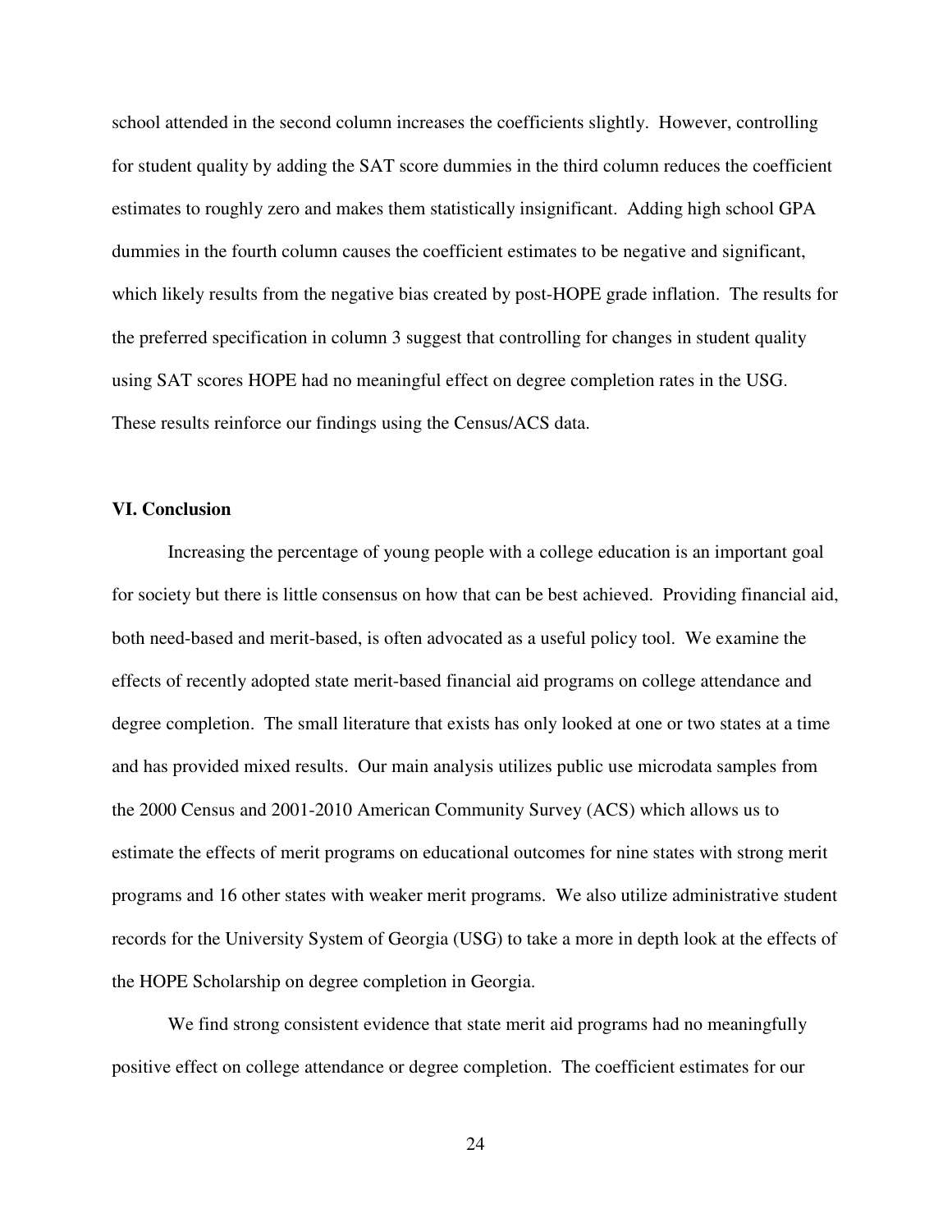school attended in the second column increases the coefficients slightly. However, controlling for student quality by adding the SAT score dummies in the third column reduces the coefficient estimates to roughly zero and makes them statistically insignificant. Adding high school GPA dummies in the fourth column causes the coefficient estimates to be negative and significant, which likely results from the negative bias created by post-HOPE grade inflation. The results for the preferred specification in column 3 suggest that controlling for changes in student quality using SAT scores HOPE had no meaningful effect on degree completion rates in the USG. These results reinforce our findings using the Census/ACS data.

## VI. Conclusion

Increasing the percentage of young people with a college education is an important goal for society but there is little consensus on how that can be best achieved. Providing financial aid, both need-based and merit-based, is often advocated as a useful policy tool. We examine the effects of recently adopted state merit-based financial aid programs on college attendance and degree completion. The small literature that exists has only looked at one or two states at a time and has provided mixed results. Our main analysis utilizes public use microdata samples from the 2000 Census and 2001-2010 American Community Survey (ACS) which allows us to estimate the effects of merit programs on educational outcomes for nine states with strong merit programs and 16 other states with weaker merit programs. We also utilize administrative student records for the University System of Georgia (USG) to take a more in depth look at the effects of the HOPE Scholarship on degree completion in Georgia.

We find strong consistent evidence that state merit aid programs had no meaningfully positive effect on college attendance or degree completion. The coefficient estimates for our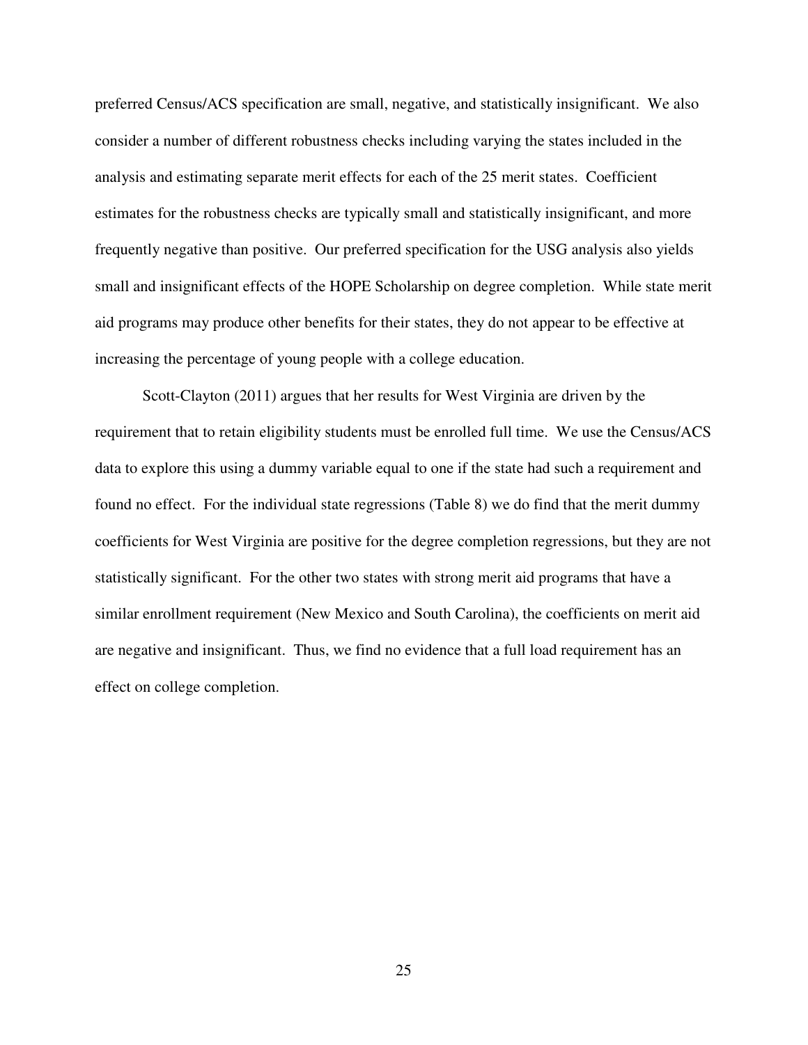preferred Census/ACS specification are small, negative, and statistically insignificant. We also consider a number of different robustness checks including varying the states included in the analysis and estimating separate merit effects for each of the 25 merit states. Coefficient estimates for the robustness checks are typically small and statistically insignificant, and more frequently negative than positive. Our preferred specification for the USG analysis also yields small and insignificant effects of the HOPE Scholarship on degree completion. While state merit aid programs may produce other benefits for their states, they do not appear to be effective at increasing the percentage of young people with a college education.

Scott-Clayton (2011) argues that her results for West Virginia are driven by the requirement that to retain eligibility students must be enrolled full time. We use the Census/ACS data to explore this using a dummy variable equal to one if the state had such a requirement and found no effect. For the individual state regressions (Table 8) we do find that the merit dummy coefficients for West Virginia are positive for the degree completion regressions, but they are not statistically significant. For the other two states with strong merit aid programs that have a similar enrollment requirement (New Mexico and South Carolina), the coefficients on merit aid are negative and insignificant. Thus, we find no evidence that a full load requirement has an effect on college completion.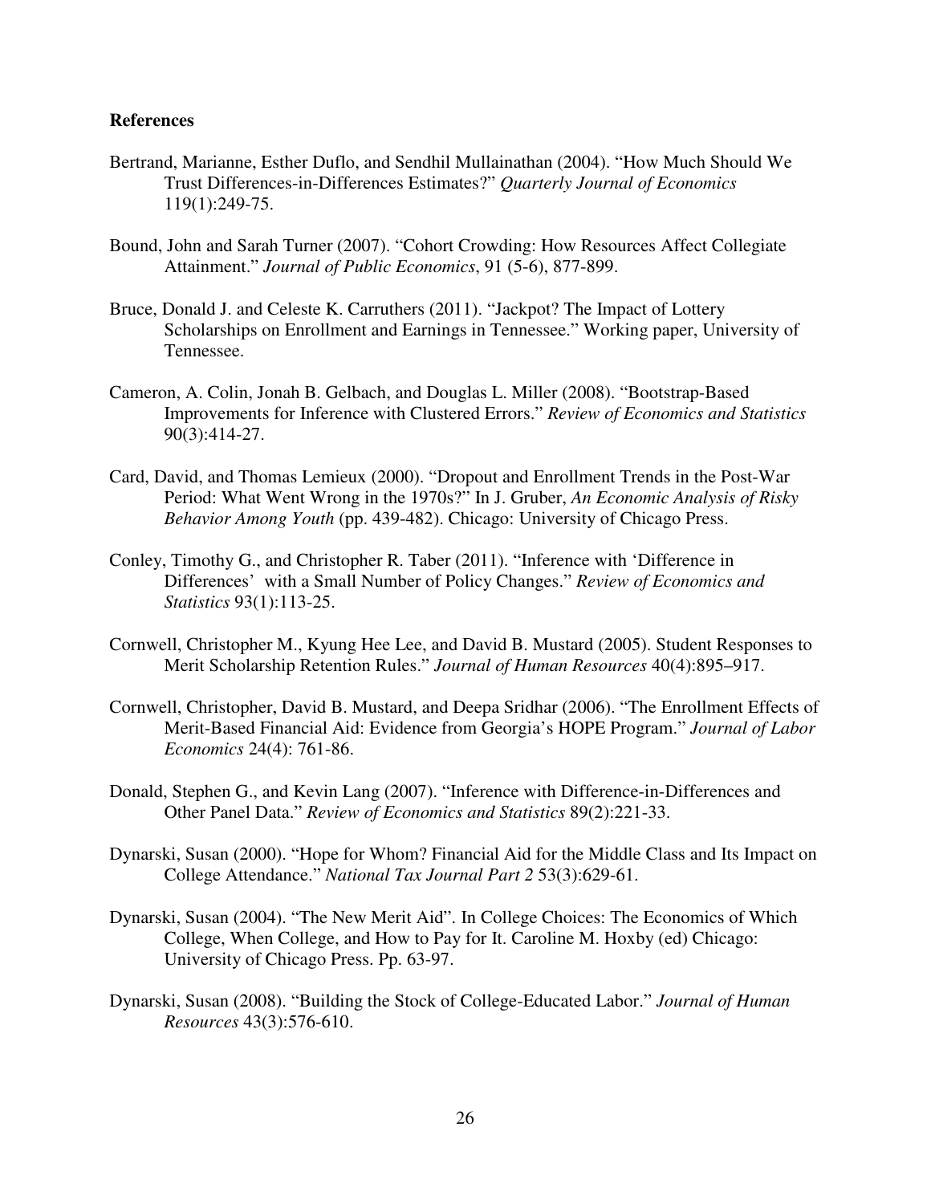**References**

Bertrand, Marianne, Esther Duflo, and Sendhil Mullainathan (2004). "How Much Should We Trust Differences-in-Differences Estimates?" *Quarterly Journal of Economics* 119(1):249-75.

Bound, John and Sarah Turner (2007). "Cohort Crowding: How Resources Affect Collegiate Attainment." *Journal of Public Economics*, 91 (5-6), 877-899.

Bruce, Donald J. and Celeste K. Carruthers (2011). "Jackpot? The Impact of Lottery Scholarships on Enrollment and Earnings in Tennessee." Working paper, University of Tennessee.

Cameron, A. Colin, Jonah B. Gelbach, and Douglas L. Miller (2008). "Bootstrap-Based Improvements for Inference with Clustered Errors." *Review of Economics and Statistics* 90(3):414-27.

Card, David, and Thomas Lemieux (2000). "Dropout and Enrollment Trends in the Post-War Period: What Went Wrong in the 1970s?" In J. Gruber, *An Economic Analysis of Risky Behavior Among Youth* (pp. 439-482). Chicago: University of Chicago Press.

Conley, Timothy G., and Christopher R. Taber (2011). "Inference with 'Difference in Differences' with a Small Number of Policy Changes." *Review of Economics and Statistics* 93(1):113-25.

Cornwell, Christopher M., Kyung Hee Lee, and David B. Mustard (2005). Student Responses to Merit Scholarship Retention Rules." *Journal of Human Resources* 40(4):895–917.

Cornwell, Christopher, David B. Mustard, and Deepa Sridhar (2006). "The Enrollment Effects of Merit-Based Financial Aid: Evidence from Georgia's HOPE Program." *Journal of Labor Economics* 24(4): 761-86.

Donald, Stephen G., and Kevin Lang (2007). "Inference with Difference-in-Differences and Other Panel Data." *Review of Economics and Statistics* 89(2):221-33.

Dynarski, Susan (2000). "Hope for Whom? Financial Aid for the Middle Class and Its Impact on College Attendance." *National Tax Journal Part 2* 53(3):629-61.

Dynarski, Susan (2004). "The New Merit Aid". In College Choices: The Economics of Which College, When College, and How to Pay for It. Caroline M. Hoxby (ed) Chicago: University of Chicago Press. Pp. 63-97.

Dynarski, Susan (2008). "Building the Stock of College-Educated Labor." *Journal of Human Resources* 43(3):576-610.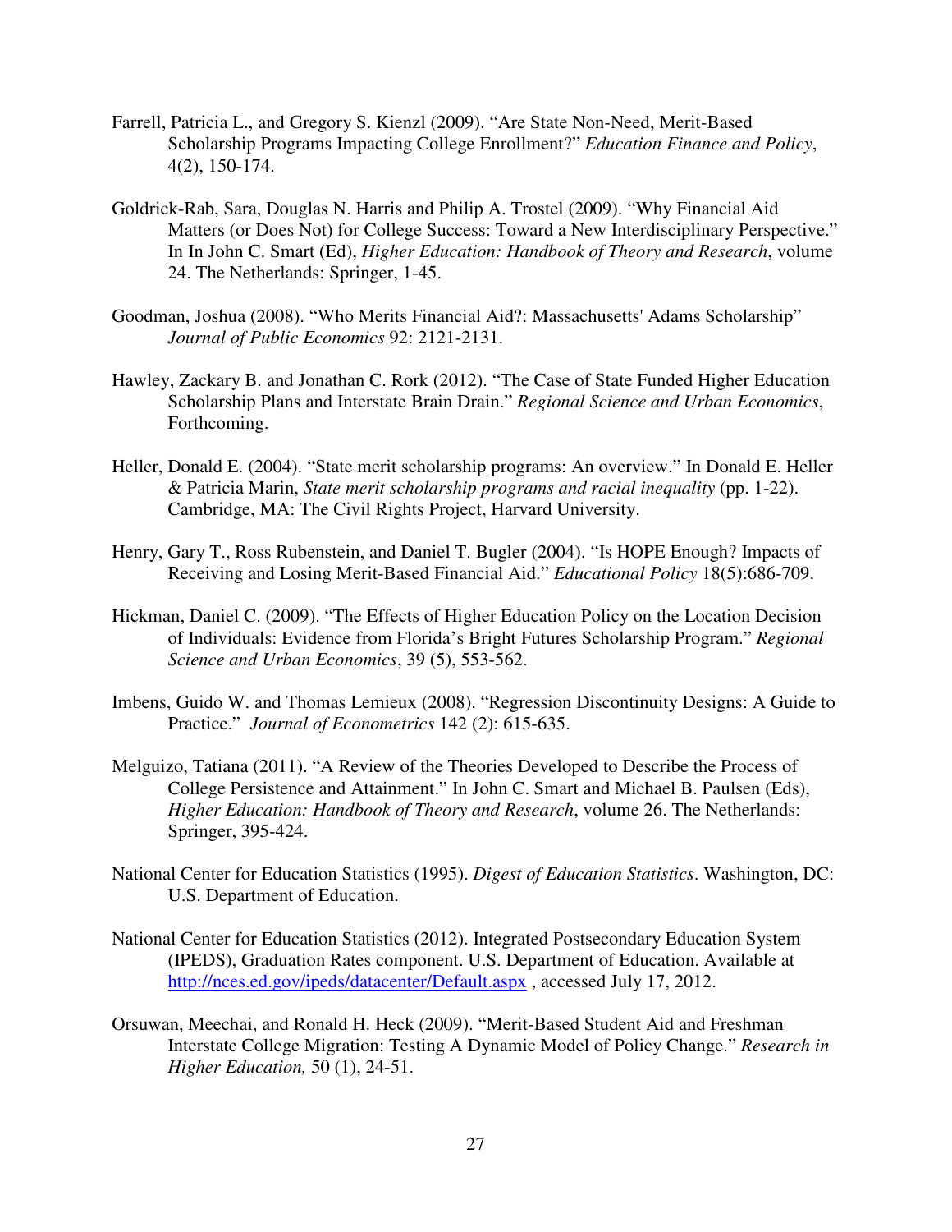Farrell, Patricia L., and Gregory S. Kienzl (2009). "Are State Non-Need, Merit-Based Scholarship Programs Impacting College Enrollment?" *Education Finance and Policy*, 4(2), 150-174.

Goldrick-Rab, Sara, Douglas N. Harris and Philip A. Trostel (2009). "Why Financial Aid Matters (or Does Not) for College Success: Toward a New Interdisciplinary Perspective." In In John C. Smart (Ed), *Higher Education: Handbook of Theory and Research*, volume 24. The Netherlands: Springer, 1-45.

Goodman, Joshua (2008). "Who Merits Financial Aid?: Massachusetts' Adams Scholarship" *Journal of Public Economics* 92: 2121-2131.

Hawley, Zackary B. and Jonathan C. Rork (2012). "The Case of State Funded Higher Education Scholarship Plans and Interstate Brain Drain." *Regional Science and Urban Economics*, Forthcoming.

Heller, Donald E. (2004). "State merit scholarship programs: An overview." In Donald E. Heller & Patricia Marin, *State merit scholarship programs and racial inequality* (pp. 1-22). Cambridge, MA: The Civil Rights Project, Harvard University.

Henry, Gary T., Ross Rubenstein, and Daniel T. Bugler (2004). "Is HOPE Enough? Impacts of Receiving and Losing Merit-Based Financial Aid." *Educational Policy* 18(5):686-709.

Hickman, Daniel C. (2009). "The Effects of Higher Education Policy on the Location Decision of Individuals: Evidence from Florida's Bright Futures Scholarship Program." *Regional Science and Urban Economics*, 39 (5), 553-562.

Imbens, Guido W. and Thomas Lemieux (2008). "Regression Discontinuity Designs: A Guide to Practice." *Journal of Econometrics* 142 (2): 615-635.

Melguizo, Tatiana (2011). "A Review of the Theories Developed to Describe the Process of College Persistence and Attainment." In John C. Smart and Michael B. Paulsen (Eds), *Higher Education: Handbook of Theory and Research*, volume 26. The Netherlands: Springer, 395-424.

National Center for Education Statistics (1995). *Digest of Education Statistics*. Washington, DC: U.S. Department of Education.

National Center for Education Statistics (2012). Integrated Postsecondary Education System (IPEDS), Graduation Rates component. U.S. Department of Education. Available at http://nces.ed.gov/ipeds/datacenter/Default.aspx , accessed July 17, 2012.

Orsuwan, Meechai, and Ronald H. Heck (2009). "Merit-Based Student Aid and Freshman Interstate College Migration: Testing A Dynamic Model of Policy Change." *Research in Higher Education,* 50 (1), 24-51.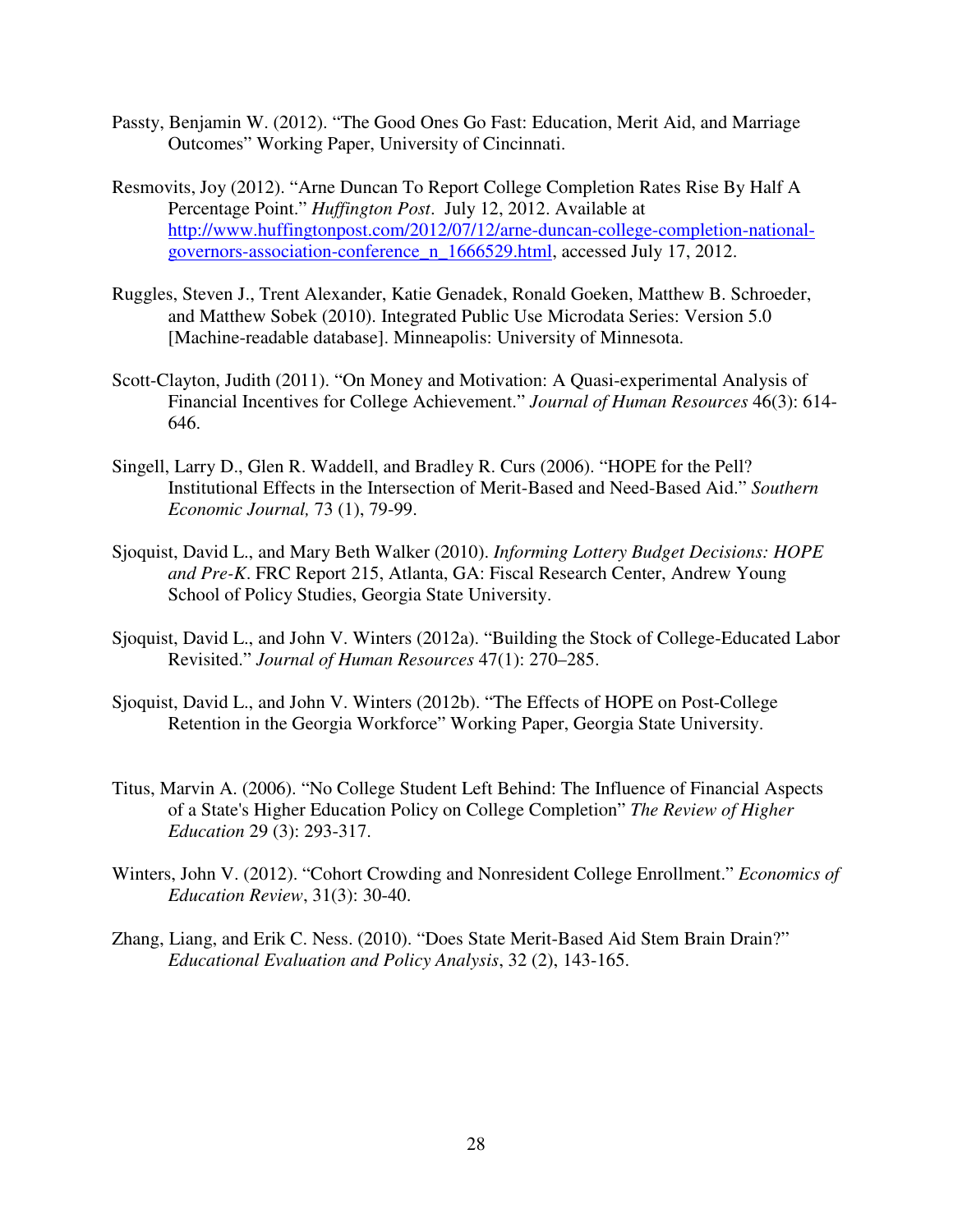Passty, Benjamin W. (2012). "The Good Ones Go Fast: Education, Merit Aid, and Marriage Outcomes" Working Paper, University of Cincinnati.

Resmovits, Joy (2012). "Arne Duncan To Report College Completion Rates Rise By Half A Percentage Point." *Huffington Post*. July 12, 2012. Available at http://www.huffingtonpost.com/2012/07/12/arne-duncan-college-completion-national-governors-association-conference_n_1666529.html, accessed July 17, 2012.

Ruggles, Steven J., Trent Alexander, Katie Genadek, Ronald Goeken, Matthew B. Schroeder, and Matthew Sobek (2010). Integrated Public Use Microdata Series: Version 5.0 [Machine-readable database]. Minneapolis: University of Minnesota.

Scott-Clayton, Judith (2011). "On Money and Motivation: A Quasi-experimental Analysis of Financial Incentives for College Achievement." *Journal of Human Resources* 46(3): 614-646.

Singell, Larry D., Glen R. Waddell, and Bradley R. Curs (2006). "HOPE for the Pell? Institutional Effects in the Intersection of Merit-Based and Need-Based Aid." *Southern Economic Journal,* 73 (1), 79-99.

Sjoquist, David L., and Mary Beth Walker (2010). *Informing Lottery Budget Decisions: HOPE and Pre-K*. FRC Report 215, Atlanta, GA: Fiscal Research Center, Andrew Young School of Policy Studies, Georgia State University.

Sjoquist, David L., and John V. Winters (2012a). "Building the Stock of College-Educated Labor Revisited." *Journal of Human Resources* 47(1): 270–285.

Sjoquist, David L., and John V. Winters (2012b). "The Effects of HOPE on Post-College Retention in the Georgia Workforce" Working Paper, Georgia State University.

Titus, Marvin A. (2006). "No College Student Left Behind: The Influence of Financial Aspects of a State's Higher Education Policy on College Completion" *The Review of Higher Education* 29 (3): 293-317.

Winters, John V. (2012). "Cohort Crowding and Nonresident College Enrollment." *Economics of Education Review*, 31(3): 30-40.

Zhang, Liang, and Erik C. Ness. (2010). "Does State Merit-Based Aid Stem Brain Drain?" *Educational Evaluation and Policy Analysis*, 32 (2), 143-165.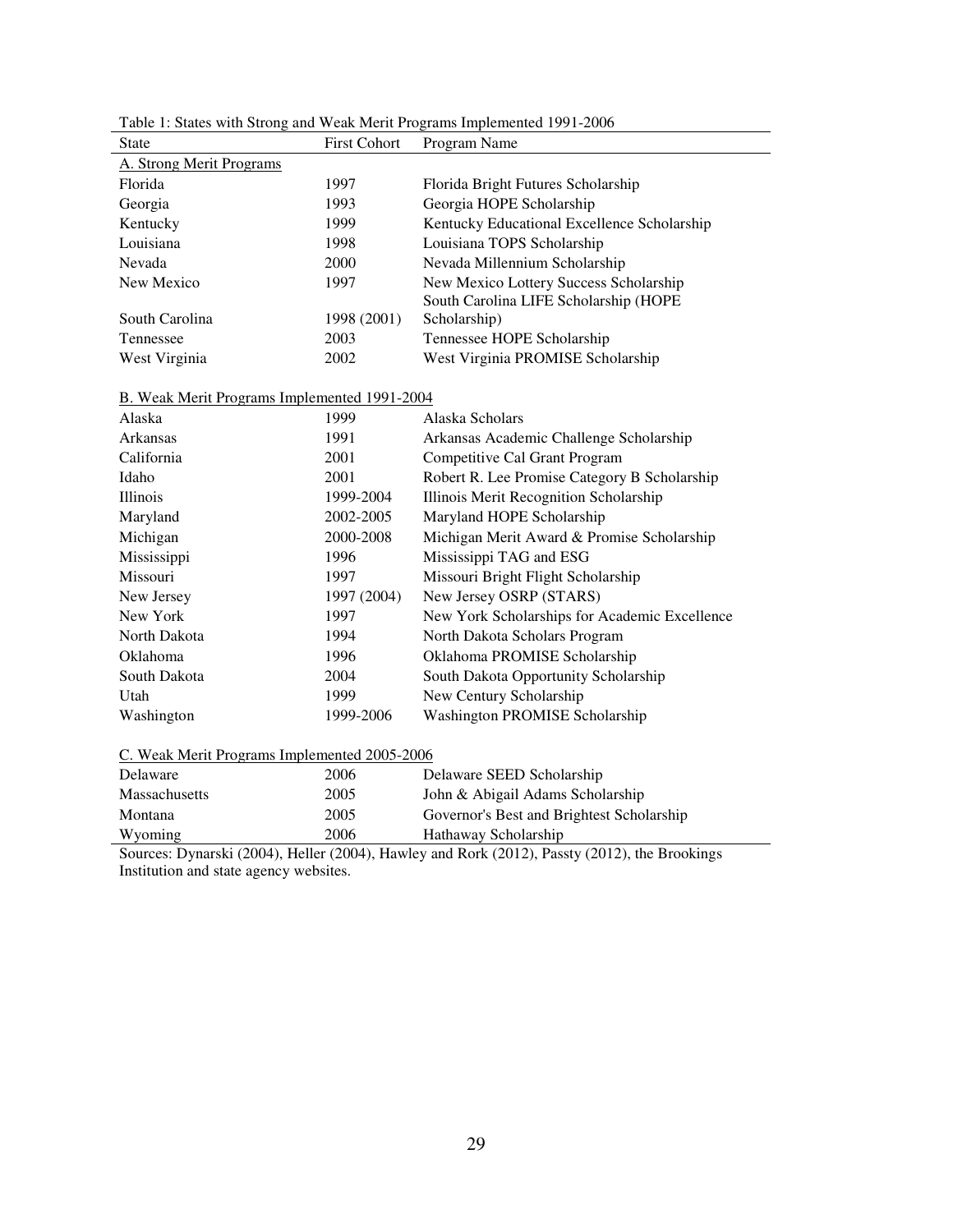Table 1: States with Strong and Weak Merit Programs Implemented 1991-2006

| State | First Cohort | Program Name |
|---|---|---|
| A. Strong Merit Programs | | |
| Florida | 1997 | Florida Bright Futures Scholarship |
| Georgia | 1993 | Georgia HOPE Scholarship |
| Kentucky | 1999 | Kentucky Educational Excellence Scholarship |
| Louisiana | 1998 | Louisiana TOPS Scholarship |
| Nevada | 2000 | Nevada Millennium Scholarship |
| New Mexico | 1997 | New Mexico Lottery Success Scholarship |
| South Carolina | 1998 (2001) | South Carolina LIFE Scholarship (HOPE Scholarship) |
| Tennessee | 2003 | Tennessee HOPE Scholarship |
| West Virginia | 2002 | West Virginia PROMISE Scholarship |
| B. Weak Merit Programs Implemented 1991-2004 | | |
| Alaska | 1999 | Alaska Scholars |
| Arkansas | 1991 | Arkansas Academic Challenge Scholarship |
| California | 2001 | Competitive Cal Grant Program |
| Idaho | 2001 | Robert R. Lee Promise Category B Scholarship |
| Illinois | 1999-2004 | Illinois Merit Recognition Scholarship |
| Maryland | 2002-2005 | Maryland HOPE Scholarship |
| Michigan | 2000-2008 | Michigan Merit Award & Promise Scholarship |
| Mississippi | 1996 | Mississippi TAG and ESG |
| Missouri | 1997 | Missouri Bright Flight Scholarship |
| New Jersey | 1997 (2004) | New Jersey OSRP (STARS) |
| New York | 1997 | New York Scholarships for Academic Excellence |
| North Dakota | 1994 | North Dakota Scholars Program |
| Oklahoma | 1996 | Oklahoma PROMISE Scholarship |
| South Dakota | 2004 | South Dakota Opportunity Scholarship |
| Utah | 1999 | New Century Scholarship |
| Washington | 1999-2006 | Washington PROMISE Scholarship |
| C. Weak Merit Programs Implemented 2005-2006 | | |
| Delaware | 2006 | Delaware SEED Scholarship |
| Massachusetts | 2005 | John & Abigail Adams Scholarship |
| Montana | 2005 | Governor's Best and Brightest Scholarship |
| Wyoming | 2006 | Hathaway Scholarship |

Sources: Dynarski (2004), Heller (2004), Hawley and Rork (2012), Passty (2012), the Brookings Institution and state agency websites.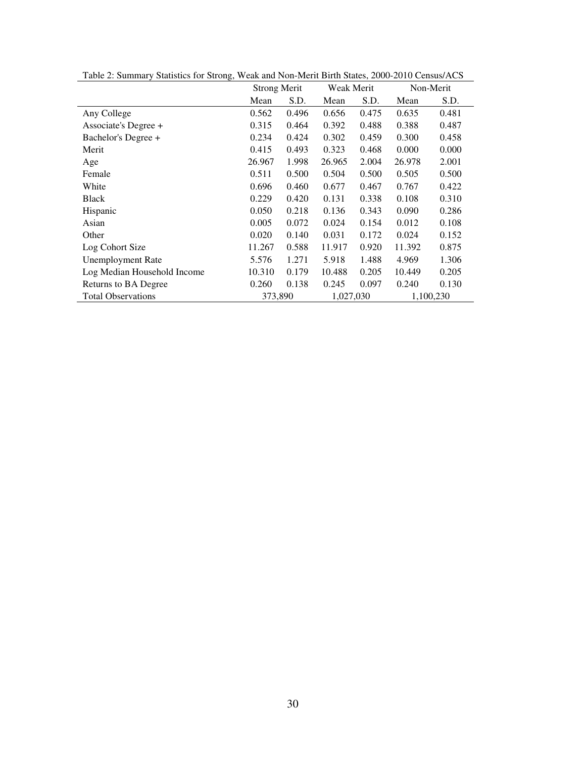Table 2: Summary Statistics for Strong, Weak and Non-Merit Birth States, 2000-2010 Census/ACS

| | Strong Merit | | Weak Merit | | Non-Merit | |
|---|---|---|---|---|---|---|
| | Mean | S.D. | Mean | S.D. | Mean | S.D. |
| Any College | 0.562 | 0.496 | 0.656 | 0.475 | 0.635 | 0.481 |
| Associate's Degree + | 0.315 | 0.464 | 0.392 | 0.488 | 0.388 | 0.487 |
| Bachelor's Degree + | 0.234 | 0.424 | 0.302 | 0.459 | 0.300 | 0.458 |
| Merit | 0.415 | 0.493 | 0.323 | 0.468 | 0.000 | 0.000 |
| Age | 26.967 | 1.998 | 26.965 | 2.004 | 26.978 | 2.001 |
| Female | 0.511 | 0.500 | 0.504 | 0.500 | 0.505 | 0.500 |
| White | 0.696 | 0.460 | 0.677 | 0.467 | 0.767 | 0.422 |
| Black | 0.229 | 0.420 | 0.131 | 0.338 | 0.108 | 0.310 |
| Hispanic | 0.050 | 0.218 | 0.136 | 0.343 | 0.090 | 0.286 |
| Asian | 0.005 | 0.072 | 0.024 | 0.154 | 0.012 | 0.108 |
| Other | 0.020 | 0.140 | 0.031 | 0.172 | 0.024 | 0.152 |
| Log Cohort Size | 11.267 | 0.588 | 11.917 | 0.920 | 11.392 | 0.875 |
| Unemployment Rate | 5.576 | 1.271 | 5.918 | 1.488 | 4.969 | 1.306 |
| Log Median Household Income | 10.310 | 0.179 | 10.488 | 0.205 | 10.449 | 0.205 |
| Returns to BA Degree | 0.260 | 0.138 | 0.245 | 0.097 | 0.240 | 0.130 |
| Total Observations | 373,890 | | 1,027,030 | | 1,100,230 | |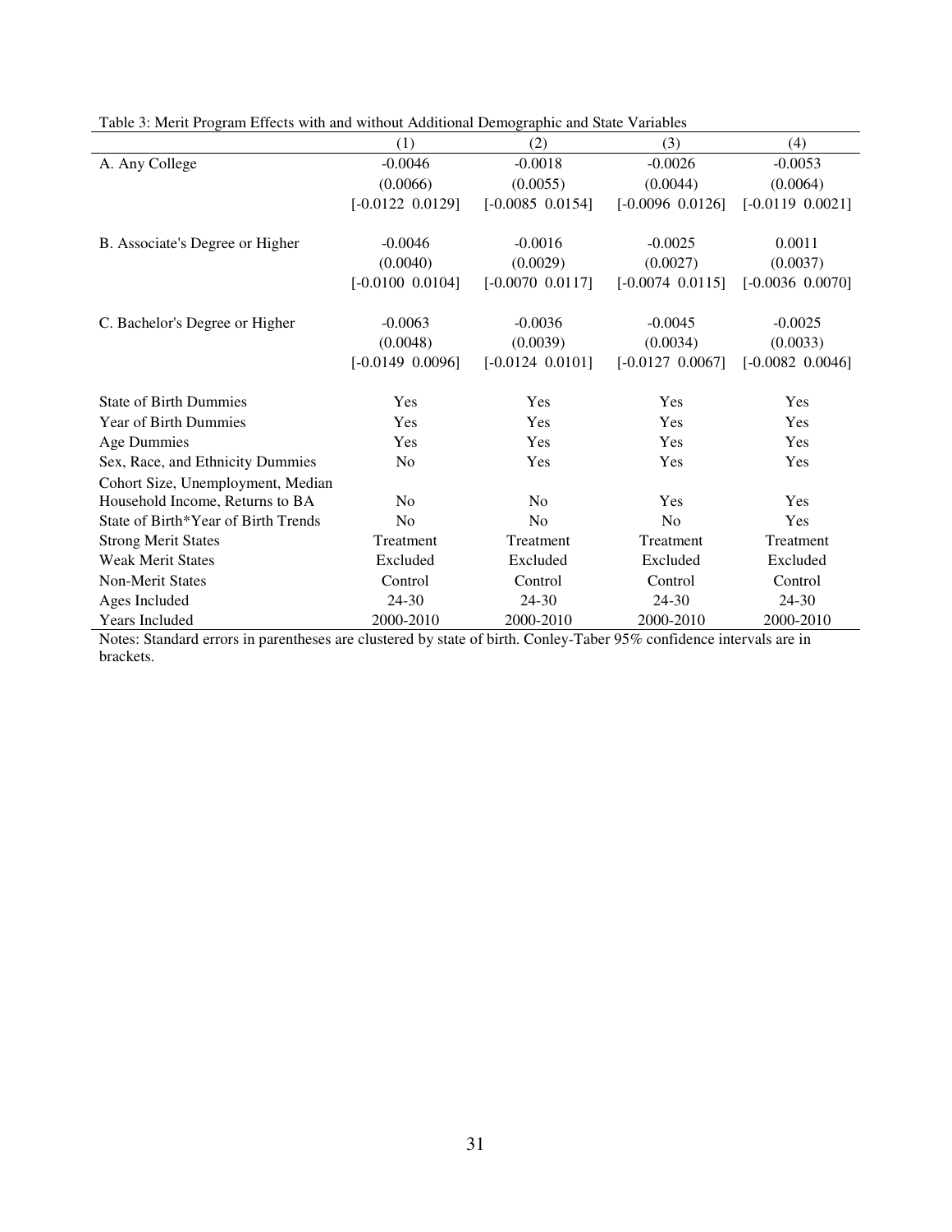Table 3: Merit Program Effects with and without Additional Demographic and State Variables

| | (1) | (2) | (3) | (4) |
|---|---|---|---|---|
| A. Any College | -0.0046 | -0.0018 | -0.0026 | -0.0053 |
| | (0.0066) | (0.0055) | (0.0044) | (0.0064) |
| | [-0.0122 0.0129] | [-0.0085 0.0154] | [-0.0096 0.0126] | [-0.0119 0.0021] |
| B. Associate's Degree or Higher | -0.0046 | -0.0016 | -0.0025 | 0.0011 |
| | (0.0040) | (0.0029) | (0.0027) | (0.0037) |
| | [-0.0100 0.0104] | [-0.0070 0.0117] | [-0.0074 0.0115] | [-0.0036 0.0070] |
| C. Bachelor's Degree or Higher | -0.0063 | -0.0036 | -0.0045 | -0.0025 |
| | (0.0048) | (0.0039) | (0.0034) | (0.0033) |
| | [-0.0149 0.0096] | [-0.0124 0.0101] | [-0.0127 0.0067] | [-0.0082 0.0046] |
| State of Birth Dummies | Yes | Yes | Yes | Yes |
| Year of Birth Dummies | Yes | Yes | Yes | Yes |
| Age Dummies | Yes | Yes | Yes | Yes |
| Sex, Race, and Ethnicity Dummies | No | Yes | Yes | Yes |
| Cohort Size, Unemployment, Median Household Income, Returns to BA | No | No | Yes | Yes |
| State of Birth*Year of Birth Trends | No | No | No | Yes |
| Strong Merit States | Treatment | Treatment | Treatment | Treatment |
| Weak Merit States | Excluded | Excluded | Excluded | Excluded |
| Non-Merit States | Control | Control | Control | Control |
| Ages Included | 24-30 | 24-30 | 24-30 | 24-30 |
| Years Included | 2000-2010 | 2000-2010 | 2000-2010 | 2000-2010 |

Notes: Standard errors in parentheses are clustered by state of birth. Conley-Taber 95% confidence intervals are in brackets.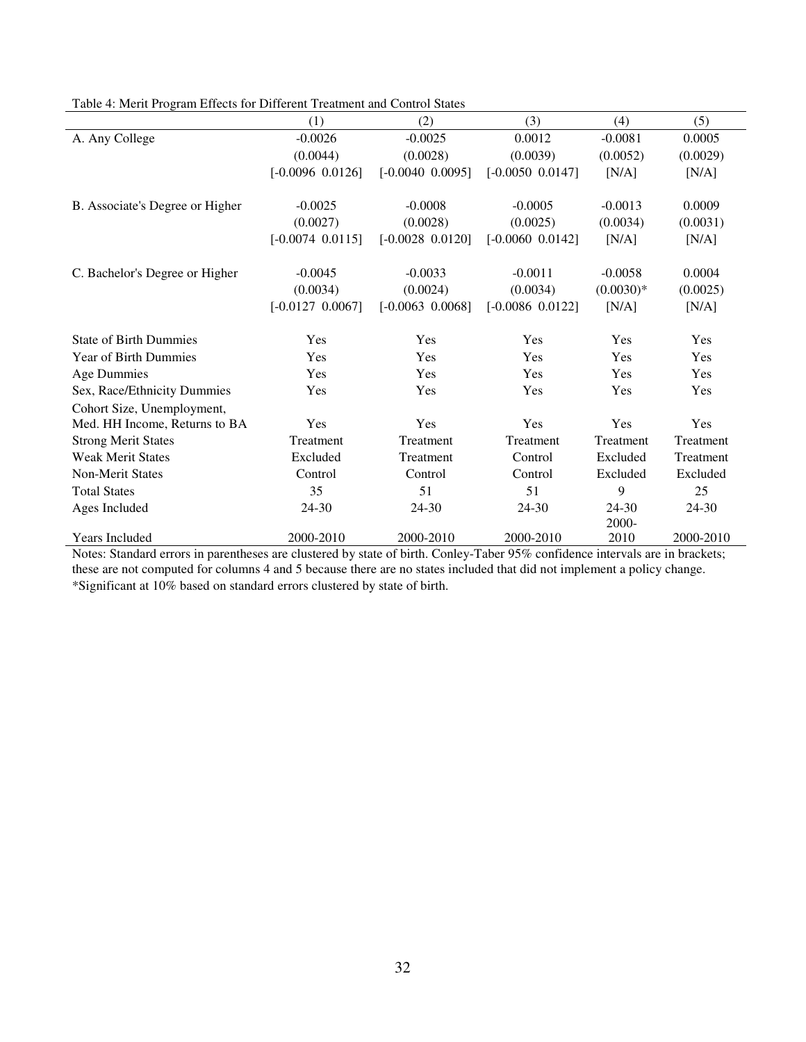Table 4: Merit Program Effects for Different Treatment and Control States

| | (1) | (2) | (3) | (4) | (5) |
|---|---|---|---|---|---|
| A. Any College | -0.0026 | -0.0025 | 0.0012 | -0.0081 | 0.0005 |
| | (0.0044) | (0.0028) | (0.0039) | (0.0052) | (0.0029) |
| | [-0.0096 0.0126] | [-0.0040 0.0095] | [-0.0050 0.0147] | [N/A] | [N/A] |
| B. Associate's Degree or Higher | -0.0025 | -0.0008 | -0.0005 | -0.0013 | 0.0009 |
| | (0.0027) | (0.0028) | (0.0025) | (0.0034) | (0.0031) |
| | [-0.0074 0.0115] | [-0.0028 0.0120] | [-0.0060 0.0142] | [N/A] | [N/A] |
| C. Bachelor's Degree or Higher | -0.0045 | -0.0033 | -0.0011 | -0.0058 | 0.0004 |
| | (0.0034) | (0.0024) | (0.0034) | (0.0030)* | (0.0025) |
| | [-0.0127 0.0067] | [-0.0063 0.0068] | [-0.0086 0.0122] | [N/A] | [N/A] |
| State of Birth Dummies | Yes | Yes | Yes | Yes | Yes |
| Year of Birth Dummies | Yes | Yes | Yes | Yes | Yes |
| Age Dummies | Yes | Yes | Yes | Yes | Yes |
| Sex, Race/Ethnicity Dummies | Yes | Yes | Yes | Yes | Yes |
| Cohort Size, Unemployment, Med. HH Income, Returns to BA | Yes | Yes | Yes | Yes | Yes |
| Strong Merit States | Treatment | Treatment | Treatment | Treatment | Treatment |
| Weak Merit States | Excluded | Treatment | Control | Excluded | Treatment |
| Non-Merit States | Control | Control | Control | Excluded | Excluded |
| Total States | 35 | 51 | 51 | 9 | 25 |
| Ages Included | 24-30 | 24-30 | 24-30 | 24-30 | 24-30 |
| Years Included | 2000-2010 | 2000-2010 | 2000-2010 | 2000-2010 | 2000-2010 |

Notes: Standard errors in parentheses are clustered by state of birth. Conley-Taber 95% confidence intervals are in brackets; these are not computed for columns 4 and 5 because there are no states included that did not implement a policy change.
*Significant at 10% based on standard errors clustered by state of birth.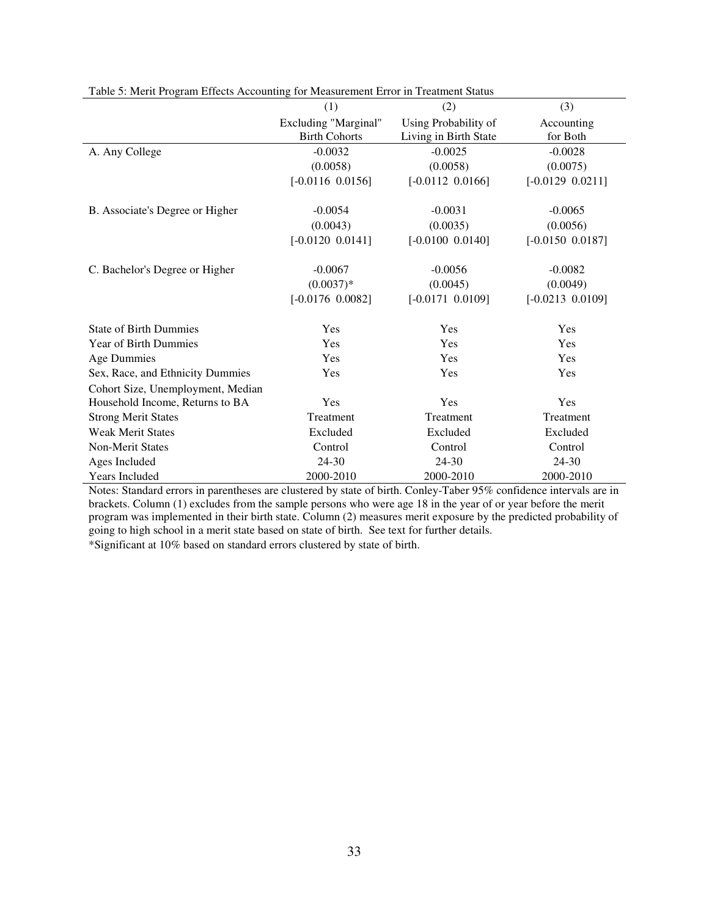Table 5: Merit Program Effects Accounting for Measurement Error in Treatment Status

| | (1) | (2) | (3) |
|---|---|---|---|
| | Excluding "Marginal" Birth Cohorts | Using Probability of Living in Birth State | Accounting for Both |
| A. Any College | -0.0032 | -0.0025 | -0.0028 |
| | (0.0058) | (0.0058) | (0.0075) |
| | [-0.0116 0.0156] | [-0.0112 0.0166] | [-0.0129 0.0211] |
| B. Associate's Degree or Higher | -0.0054 | -0.0031 | -0.0065 |
| | (0.0043) | (0.0035) | (0.0056) |
| | [-0.0120 0.0141] | [-0.0100 0.0140] | [-0.0150 0.0187] |
| C. Bachelor's Degree or Higher | -0.0067 | -0.0056 | -0.0082 |
| | (0.0037)* | (0.0045) | (0.0049) |
| | [-0.0176 0.0082] | [-0.0171 0.0109] | [-0.0213 0.0109] |
| State of Birth Dummies | Yes | Yes | Yes |
| Year of Birth Dummies | Yes | Yes | Yes |
| Age Dummies | Yes | Yes | Yes |
| Sex, Race, and Ethnicity Dummies | Yes | Yes | Yes |
| Cohort Size, Unemployment, Median Household Income, Returns to BA | Yes | Yes | Yes |
| Strong Merit States | Treatment | Treatment | Treatment |
| Weak Merit States | Excluded | Excluded | Excluded |
| Non-Merit States | Control | Control | Control |
| Ages Included | 24-30 | 24-30 | 24-30 |
| Years Included | 2000-2010 | 2000-2010 | 2000-2010 |

Notes: Standard errors in parentheses are clustered by state of birth. Conley-Taber 95% confidence intervals are in brackets. Column (1) excludes from the sample persons who were age 18 in the year of or year before the merit program was implemented in their birth state. Column (2) measures merit exposure by the predicted probability of going to high school in a merit state based on state of birth. See text for further details.

*Significant at 10% based on standard errors clustered by state of birth.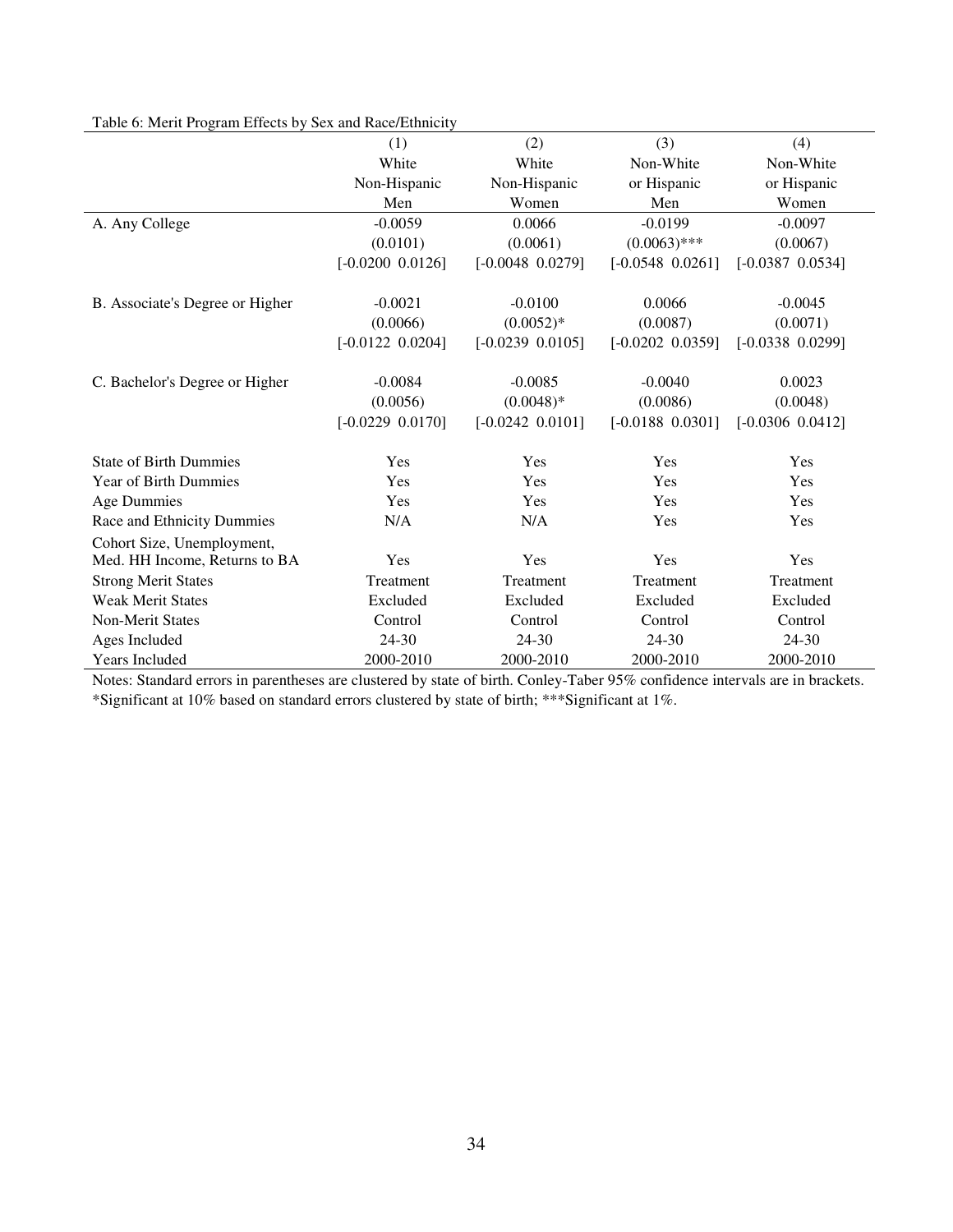Table 6: Merit Program Effects by Sex and Race/Ethnicity

| | (1) White Non-Hispanic Men | (2) White Non-Hispanic Women | (3) Non-White or Hispanic Men | (4) Non-White or Hispanic Women |
|---|---|---|---|---|
| A. Any College | -0.0059 | 0.0066 | -0.0199 | -0.0097 |
| | (0.0101) | (0.0061) | (0.0063)*** | (0.0067) |
| | [-0.0200 0.0126] | [-0.0048 0.0279] | [-0.0548 0.0261] | [-0.0387 0.0534] |
| B. Associate's Degree or Higher | -0.0021 | -0.0100 | 0.0066 | -0.0045 |
| | (0.0066) | (0.0052)* | (0.0087) | (0.0071) |
| | [-0.0122 0.0204] | [-0.0239 0.0105] | [-0.0202 0.0359] | [-0.0338 0.0299] |
| C. Bachelor's Degree or Higher | -0.0084 | -0.0085 | -0.0040 | 0.0023 |
| | (0.0056) | (0.0048)* | (0.0086) | (0.0048) |
| | [-0.0229 0.0170] | [-0.0242 0.0101] | [-0.0188 0.0301] | [-0.0306 0.0412] |
| State of Birth Dummies | Yes | Yes | Yes | Yes |
| Year of Birth Dummies | Yes | Yes | Yes | Yes |
| Age Dummies | Yes | Yes | Yes | Yes |
| Race and Ethnicity Dummies | N/A | N/A | Yes | Yes |
| Cohort Size, Unemployment, Med. HH Income, Returns to BA | Yes | Yes | Yes | Yes |
| Strong Merit States | Treatment | Treatment | Treatment | Treatment |
| Weak Merit States | Excluded | Excluded | Excluded | Excluded |
| Non-Merit States | Control | Control | Control | Control |
| Ages Included | 24-30 | 24-30 | 24-30 | 24-30 |
| Years Included | 2000-2010 | 2000-2010 | 2000-2010 | 2000-2010 |

Notes: Standard errors in parentheses are clustered by state of birth. Conley-Taber 95% confidence intervals are in brackets. *Significant at 10% based on standard errors clustered by state of birth; ***Significant at 1%.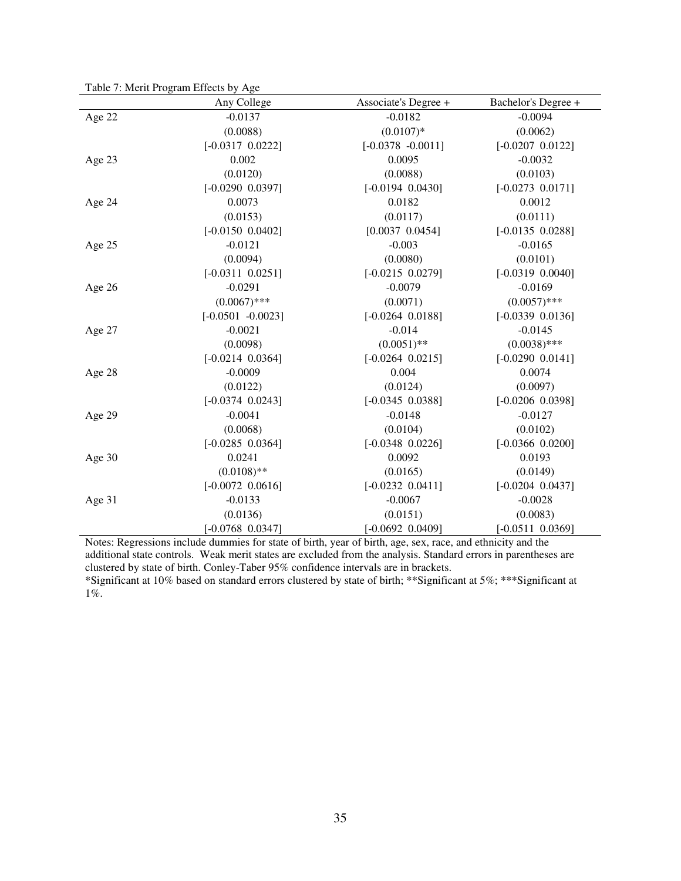Table 7: Merit Program Effects by Age

| | Any College | Associate's Degree + | Bachelor's Degree + |
|---|---|---|---|
| Age 22 | -0.0137 | -0.0182 | -0.0094 |
| | (0.0088) | (0.0107)* | (0.0062) |
| | [-0.0317 0.0222] | [-0.0378 -0.0011] | [-0.0207 0.0122] |
| Age 23 | 0.002 | 0.0095 | -0.0032 |
| | (0.0120) | (0.0088) | (0.0103) |
| | [-0.0290 0.0397] | [-0.0194 0.0430] | [-0.0273 0.0171] |
| Age 24 | 0.0073 | 0.0182 | 0.0012 |
| | (0.0153) | (0.0117) | (0.0111) |
| | [-0.0150 0.0402] | [0.0037 0.0454] | [-0.0135 0.0288] |
| Age 25 | -0.0121 | -0.003 | -0.0165 |
| | (0.0094) | (0.0080) | (0.0101) |
| | [-0.0311 0.0251] | [-0.0215 0.0279] | [-0.0319 0.0040] |
| Age 26 | -0.0291 | -0.0079 | -0.0169 |
| | (0.0067)*** | (0.0071) | (0.0057)*** |
| | [-0.0501 -0.0023] | [-0.0264 0.0188] | [-0.0339 0.0136] |
| Age 27 | -0.0021 | -0.014 | -0.0145 |
| | (0.0098) | (0.0051)** | (0.0038)*** |
| | [-0.0214 0.0364] | [-0.0264 0.0215] | [-0.0290 0.0141] |
| Age 28 | -0.0009 | 0.004 | 0.0074 |
| | (0.0122) | (0.0124) | (0.0097) |
| | [-0.0374 0.0243] | [-0.0345 0.0388] | [-0.0206 0.0398] |
| Age 29 | -0.0041 | -0.0148 | -0.0127 |
| | (0.0068) | (0.0104) | (0.0102) |
| | [-0.0285 0.0364] | [-0.0348 0.0226] | [-0.0366 0.0200] |
| Age 30 | 0.0241 | 0.0092 | 0.0193 |
| | (0.0108)** | (0.0165) | (0.0149) |
| | [-0.0072 0.0616] | [-0.0232 0.0411] | [-0.0204 0.0437] |
| Age 31 | -0.0133 | -0.0067 | -0.0028 |
| | (0.0136) | (0.0151) | (0.0083) |
| | [-0.0768 0.0347] | [-0.0692 0.0409] | [-0.0511 0.0369] |

Notes: Regressions include dummies for state of birth, year of birth, age, sex, race, and ethnicity and the additional state controls. Weak merit states are excluded from the analysis. Standard errors in parentheses are clustered by state of birth. Conley-Taber 95% confidence intervals are in brackets.

*Significant at 10% based on standard errors clustered by state of birth; **Significant at 5%; ***Significant at 1%.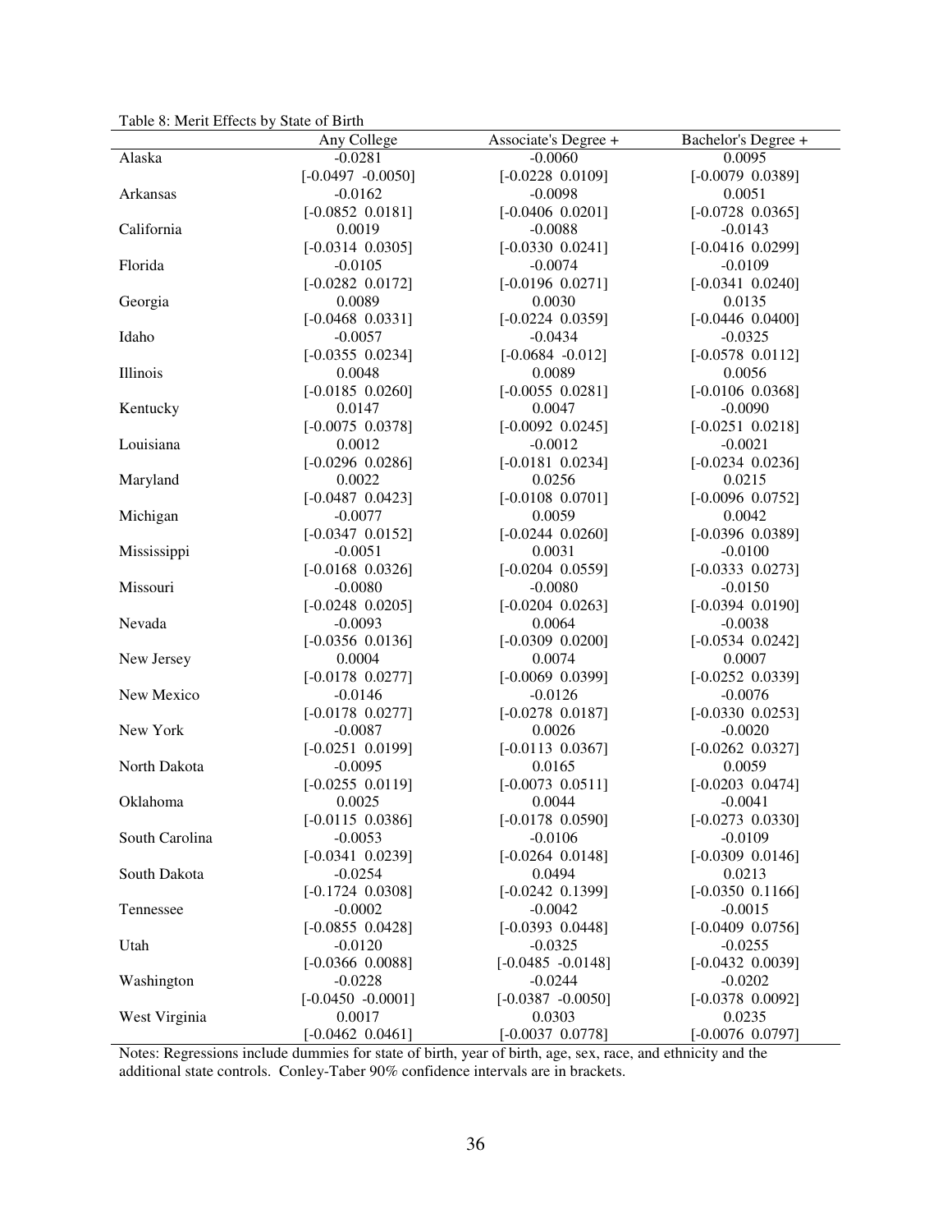Table 8: Merit Effects by State of Birth

| | Any College | Associate's Degree + | Bachelor's Degree + |
|---|---|---|---|
| Alaska | -0.0281 | -0.0060 | 0.0095 |
| | [-0.0497 -0.0050] | [-0.0228 0.0109] | [-0.0079 0.0389] |
| Arkansas | -0.0162 | -0.0098 | 0.0051 |
| | [-0.0852 0.0181] | [-0.0406 0.0201] | [-0.0728 0.0365] |
| California | 0.0019 | -0.0088 | -0.0143 |
| | [-0.0314 0.0305] | [-0.0330 0.0241] | [-0.0416 0.0299] |
| Florida | -0.0105 | -0.0074 | -0.0109 |
| | [-0.0282 0.0172] | [-0.0196 0.0271] | [-0.0341 0.0240] |
| Georgia | 0.0089 | 0.0030 | 0.0135 |
| | [-0.0468 0.0331] | [-0.0224 0.0359] | [-0.0446 0.0400] |
| Idaho | -0.0057 | -0.0434 | -0.0325 |
| | [-0.0355 0.0234] | [-0.0684 -0.012] | [-0.0578 0.0112] |
| Illinois | 0.0048 | 0.0089 | 0.0056 |
| | [-0.0185 0.0260] | [-0.0055 0.0281] | [-0.0106 0.0368] |
| Kentucky | 0.0147 | 0.0047 | -0.0090 |
| | [-0.0075 0.0378] | [-0.0092 0.0245] | [-0.0251 0.0218] |
| Louisiana | 0.0012 | -0.0012 | -0.0021 |
| | [-0.0296 0.0286] | [-0.0181 0.0234] | [-0.0234 0.0236] |
| Maryland | 0.0022 | 0.0256 | 0.0215 |
| | [-0.0487 0.0423] | [-0.0108 0.0701] | [-0.0096 0.0752] |
| Michigan | -0.0077 | 0.0059 | 0.0042 |
| | [-0.0347 0.0152] | [-0.0244 0.0260] | [-0.0396 0.0389] |
| Mississippi | -0.0051 | 0.0031 | -0.0100 |
| | [-0.0168 0.0326] | [-0.0204 0.0559] | [-0.0333 0.0273] |
| Missouri | -0.0080 | -0.0080 | -0.0150 |
| | [-0.0248 0.0205] | [-0.0204 0.0263] | [-0.0394 0.0190] |
| Nevada | -0.0093 | 0.0064 | -0.0038 |
| | [-0.0356 0.0136] | [-0.0309 0.0200] | [-0.0534 0.0242] |
| New Jersey | 0.0004 | 0.0074 | 0.0007 |
| | [-0.0178 0.0277] | [-0.0069 0.0399] | [-0.0252 0.0339] |
| New Mexico | -0.0146 | -0.0126 | -0.0076 |
| | [-0.0178 0.0277] | [-0.0278 0.0187] | [-0.0330 0.0253] |
| New York | -0.0087 | 0.0026 | -0.0020 |
| | [-0.0251 0.0199] | [-0.0113 0.0367] | [-0.0262 0.0327] |
| North Dakota | -0.0095 | 0.0165 | 0.0059 |
| | [-0.0255 0.0119] | [-0.0073 0.0511] | [-0.0203 0.0474] |
| Oklahoma | 0.0025 | 0.0044 | -0.0041 |
| | [-0.0115 0.0386] | [-0.0178 0.0590] | [-0.0273 0.0330] |
| South Carolina | -0.0053 | -0.0106 | -0.0109 |
| | [-0.0341 0.0239] | [-0.0264 0.0148] | [-0.0309 0.0146] |
| South Dakota | -0.0254 | 0.0494 | 0.0213 |
| | [-0.1724 0.0308] | [-0.0242 0.1399] | [-0.0350 0.1166] |
| Tennessee | -0.0002 | -0.0042 | -0.0015 |
| | [-0.0855 0.0428] | [-0.0393 0.0448] | [-0.0409 0.0756] |
| Utah | -0.0120 | -0.0325 | -0.0255 |
| | [-0.0366 0.0088] | [-0.0485 -0.0148] | [-0.0432 0.0039] |
| Washington | -0.0228 | -0.0244 | -0.0202 |
| | [-0.0450 -0.0001] | [-0.0387 -0.0050] | [-0.0378 0.0092] |
| West Virginia | 0.0017 | 0.0303 | 0.0235 |
| | [-0.0462 0.0461] | [-0.0037 0.0778] | [-0.0076 0.0797] |

Notes: Regressions include dummies for state of birth, year of birth, age, sex, race, and ethnicity and the additional state controls. Conley-Taber 90% confidence intervals are in brackets.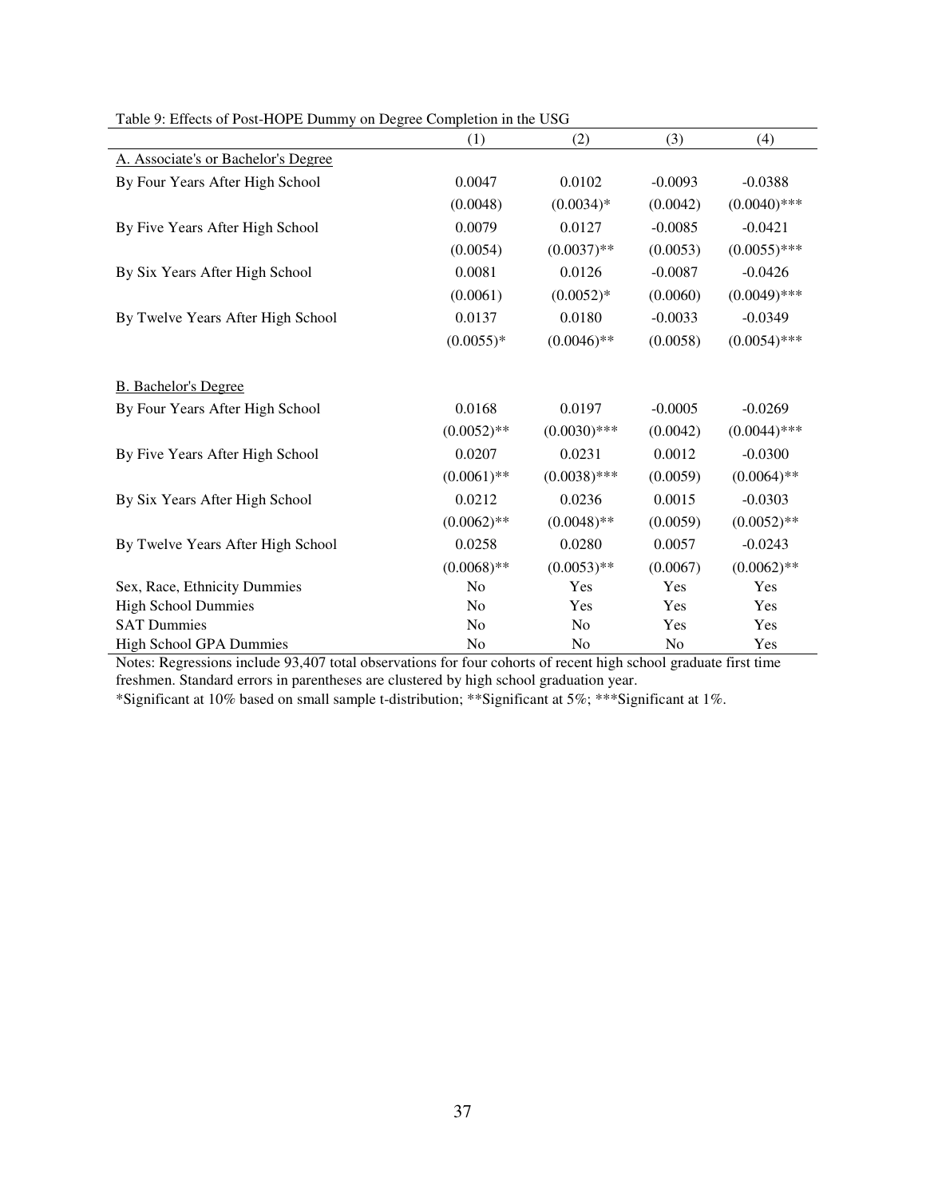Table 9: Effects of Post-HOPE Dummy on Degree Completion in the USG

| | (1) | (2) | (3) | (4) |
|---|---|---|---|---|
| A. Associate's or Bachelor's Degree | | | | |
| By Four Years After High School | 0.0047 | 0.0102 | -0.0093 | -0.0388 |
| | (0.0048) | (0.0034)* | (0.0042) | (0.0040)*** |
| By Five Years After High School | 0.0079 | 0.0127 | -0.0085 | -0.0421 |
| | (0.0054) | (0.0037)** | (0.0053) | (0.0055)*** |
| By Six Years After High School | 0.0081 | 0.0126 | -0.0087 | -0.0426 |
| | (0.0061) | (0.0052)* | (0.0060) | (0.0049)*** |
| By Twelve Years After High School | 0.0137 | 0.0180 | -0.0033 | -0.0349 |
| | (0.0055)* | (0.0046)** | (0.0058) | (0.0054)*** |
| B. Bachelor's Degree | | | | |
| By Four Years After High School | 0.0168 | 0.0197 | -0.0005 | -0.0269 |
| | (0.0052)** | (0.0030)*** | (0.0042) | (0.0044)*** |
| By Five Years After High School | 0.0207 | 0.0231 | 0.0012 | -0.0300 |
| | (0.0061)** | (0.0038)*** | (0.0059) | (0.0064)** |
| By Six Years After High School | 0.0212 | 0.0236 | 0.0015 | -0.0303 |
| | (0.0062)** | (0.0048)** | (0.0059) | (0.0052)** |
| By Twelve Years After High School | 0.0258 | 0.0280 | 0.0057 | -0.0243 |
| | (0.0068)** | (0.0053)** | (0.0067) | (0.0062)** |
| Sex, Race, Ethnicity Dummies | No | Yes | Yes | Yes |
| High School Dummies | No | Yes | Yes | Yes |
| SAT Dummies | No | No | Yes | Yes |
| High School GPA Dummies | No | No | No | Yes |

Notes: Regressions include 93,407 total observations for four cohorts of recent high school graduate first time freshmen. Standard errors in parentheses are clustered by high school graduation year.
*Significant at 10% based on small sample t-distribution; **Significant at 5%; ***Significant at 1%.